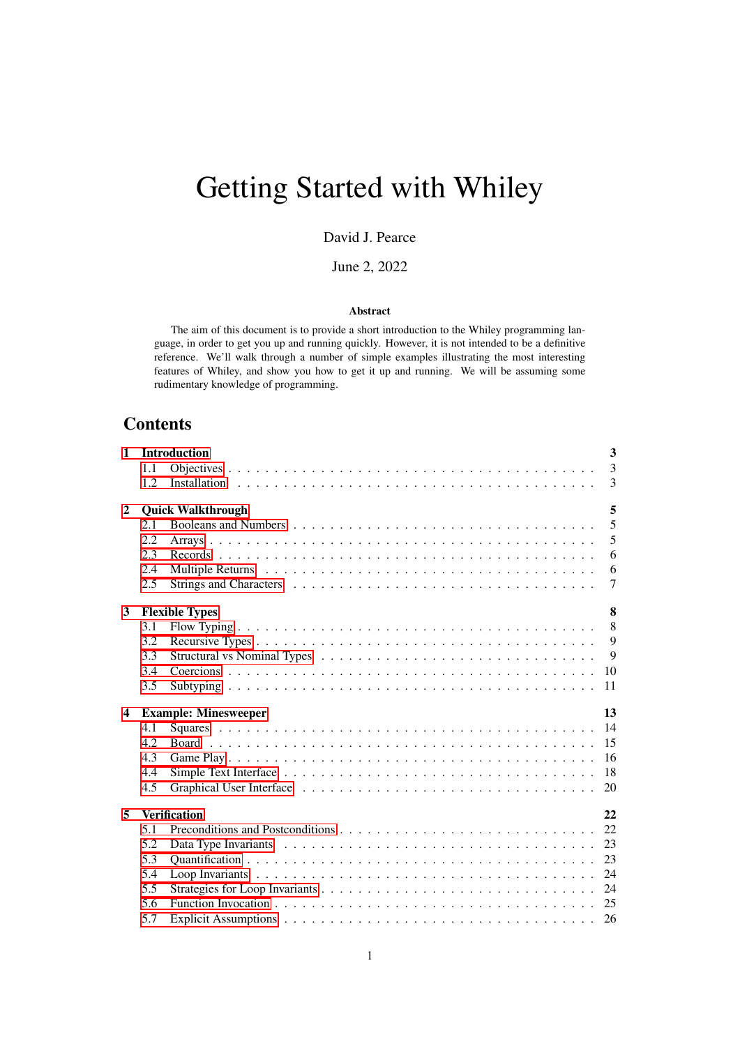# Getting Started with Whiley

David J. Pearce

June 2, 2022

**Abstract**

The aim of this document is to provide a short introduction to the Whiley programming language, in order to get you up and running quickly. However, it is not intended to be a definitive reference. We'll walk through a number of simple examples illustrating the most interesting features of Whiley, and show you how to get it up and running. We will be assuming some rudimentary knowledge of programming.

## Contents

**1 Introduction** — 3
- 1.1 Objectives — 3
- 1.2 Installation — 3

**2 Quick Walkthrough** — 5
- 2.1 Booleans and Numbers — 5
- 2.2 Arrays — 5
- 2.3 Records — 6
- 2.4 Multiple Returns — 6
- 2.5 Strings and Characters — 7

**3 Flexible Types** — 8
- 3.1 Flow Typing — 8
- 3.2 Recursive Types — 9
- 3.3 Structural vs Nominal Types — 9
- 3.4 Coercions — 10
- 3.5 Subtyping — 11

**4 Example: Minesweeper** — 13
- 4.1 Squares — 14
- 4.2 Board — 15
- 4.3 Game Play — 16
- 4.4 Simple Text Interface — 18
- 4.5 Graphical User Interface — 20

**5 Verification** — 22
- 5.1 Preconditions and Postconditions — 22
- 5.2 Data Type Invariants — 23
- 5.3 Quantification — 23
- 5.4 Loop Invariants — 24
- 5.5 Strategies for Loop Invariants — 24
- 5.6 Function Invocation — 25
- 5.7 Explicit Assumptions — 26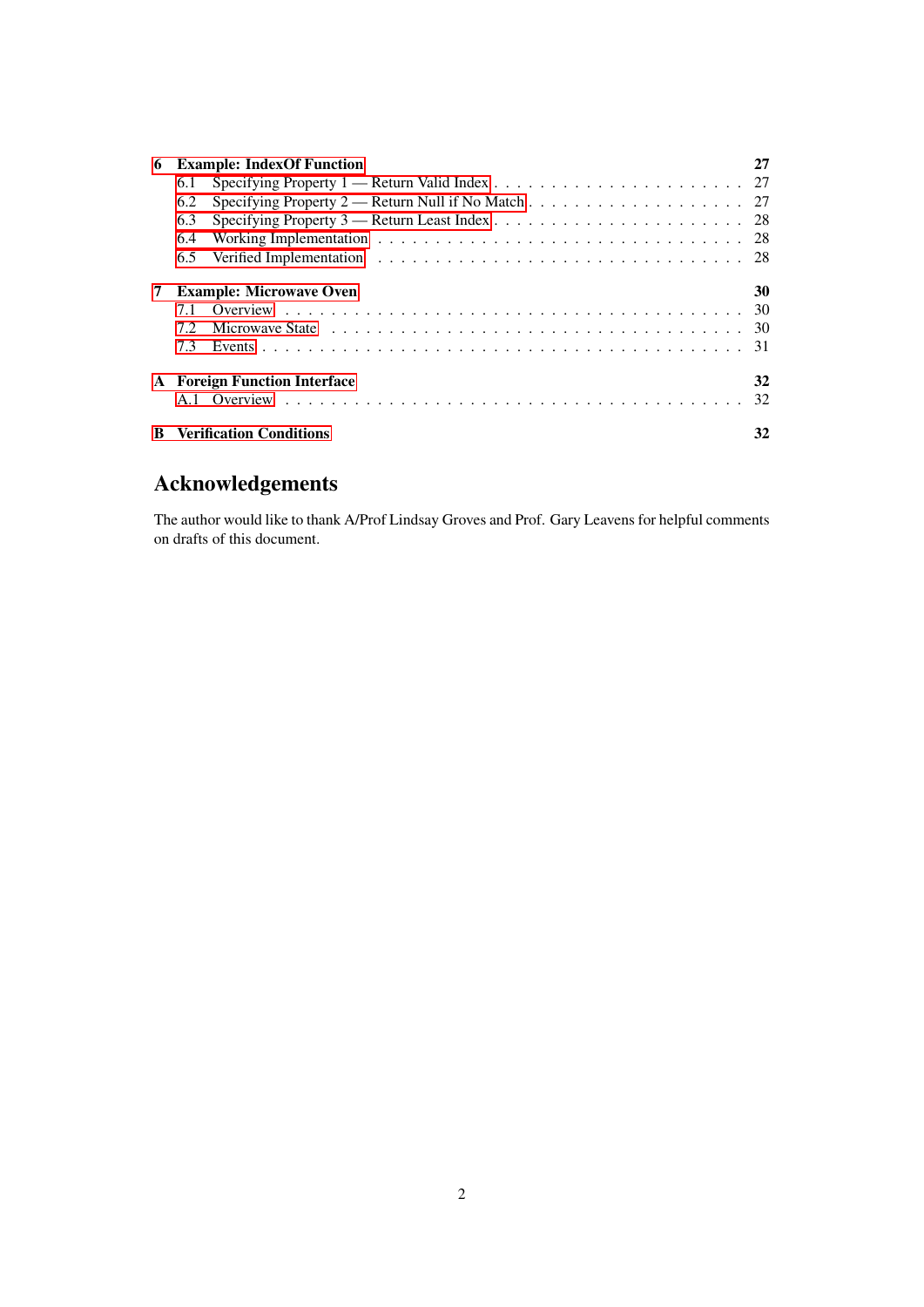**6 Example: IndexOf Function** 27

- 6.1 Specifying Property 1 — Return Valid Index . . . . . 27
- 6.2 Specifying Property 2 — Return Null if No Match . . . . . 27
- 6.3 Specifying Property 3 — Return Least Index . . . . . 28
- 6.4 Working Implementation . . . . . 28
- 6.5 Verified Implementation . . . . . 28

**7 Example: Microwave Oven** 30

- 7.1 Overview . . . . . 30
- 7.2 Microwave State . . . . . 30
- 7.3 Events . . . . . 31

**A Foreign Function Interface** 32

- A.1 Overview . . . . . 32

**B Verification Conditions** 32

## Acknowledgements

The author would like to thank A/Prof Lindsay Groves and Prof. Gary Leavens for helpful comments on drafts of this document.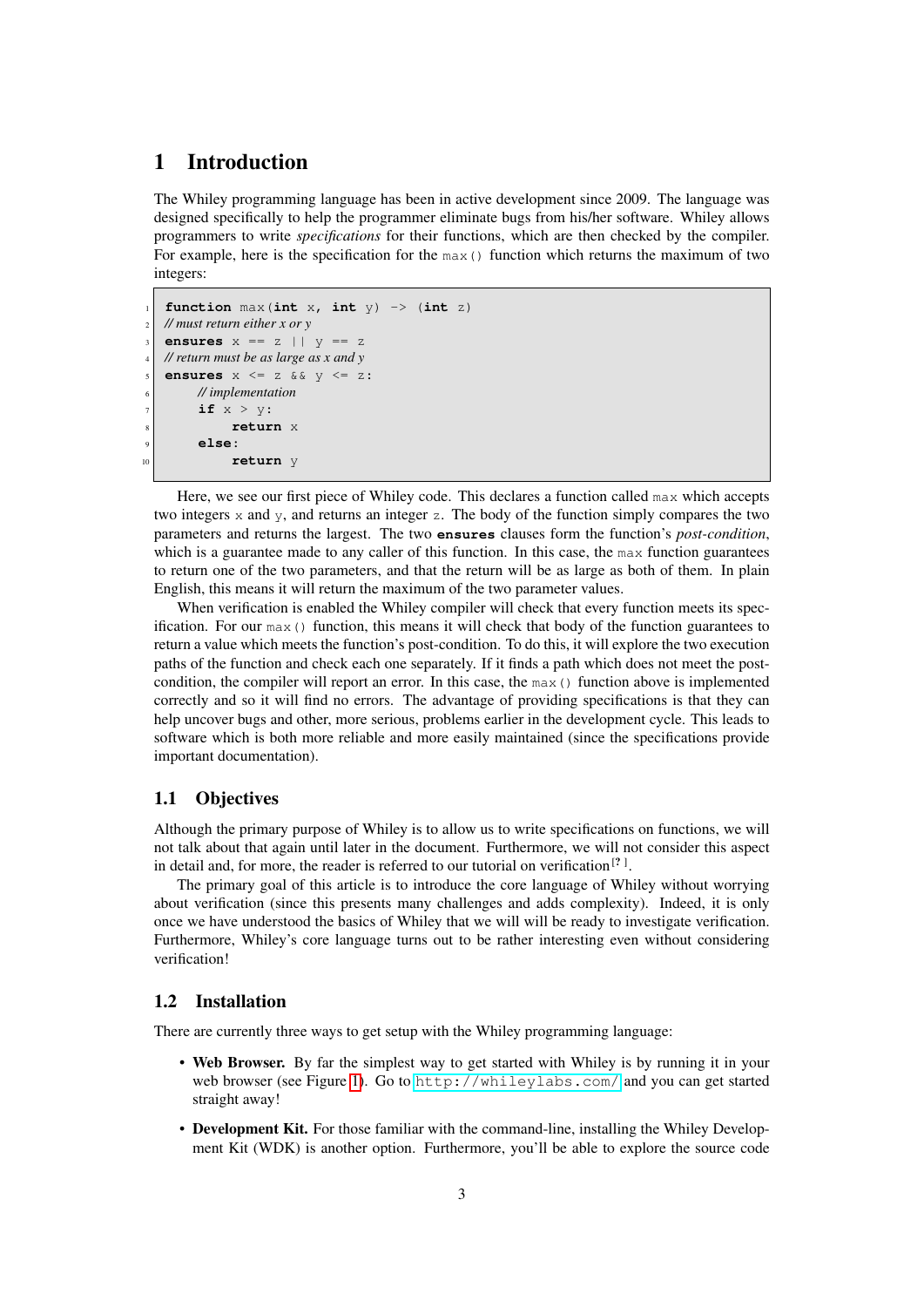# 1 Introduction

The Whiley programming language has been in active development since 2009. The language was designed specifically to help the programmer eliminate bugs from his/her software. Whiley allows programmers to write *specifications* for their functions, which are then checked by the compiler. For example, here is the specification for the `max()` function which returns the maximum of two integers:

```
function max(int x, int y) -> (int z)
// must return either x or y
ensures x == z || y == z
// return must be as large as x and y
ensures x <= z && y <= z:
    // implementation
    if x > y:
        return x
    else:
        return y
```

Here, we see our first piece of Whiley code. This declares a function called `max` which accepts two integers `x` and `y`, and returns an integer `z`. The body of the function simply compares the two parameters and returns the largest. The two **ensures** clauses form the function's *post-condition*, which is a guarantee made to any caller of this function. In this case, the `max` function guarantees to return one of the two parameters, and that the return will be as large as both of them. In plain English, this means it will return the maximum of the two parameter values.

When verification is enabled the Whiley compiler will check that every function meets its specification. For our `max()` function, this means it will check that body of the function guarantees to return a value which meets the function's post-condition. To do this, it will explore the two execution paths of the function and check each one separately. If it finds a path which does not meet the post-condition, the compiler will report an error. In this case, the `max()` function above is implemented correctly and so it will find no errors. The advantage of providing specifications is that they can help uncover bugs and other, more serious, problems earlier in the development cycle. This leads to software which is both more reliable and more easily maintained (since the specifications provide important documentation).

## 1.1 Objectives

Although the primary purpose of Whiley is to allow us to write specifications on functions, we will not talk about that again until later in the document. Furthermore, we will not consider this aspect in detail and, for more, the reader is referred to our tutorial on verification[?].

The primary goal of this article is to introduce the core language of Whiley without worrying about verification (since this presents many challenges and adds complexity). Indeed, it is only once we have understood the basics of Whiley that we will will be ready to investigate verification. Furthermore, Whiley's core language turns out to be rather interesting even without considering verification!

## 1.2 Installation

There are currently three ways to get setup with the Whiley programming language:

- **Web Browser.** By far the simplest way to get started with Whiley is by running it in your web browser (see Figure 1). Go to http://whileylabs.com/ and you can get started straight away!
- **Development Kit.** For those familiar with the command-line, installing the Whiley Development Kit (WDK) is another option. Furthermore, you'll be able to explore the source code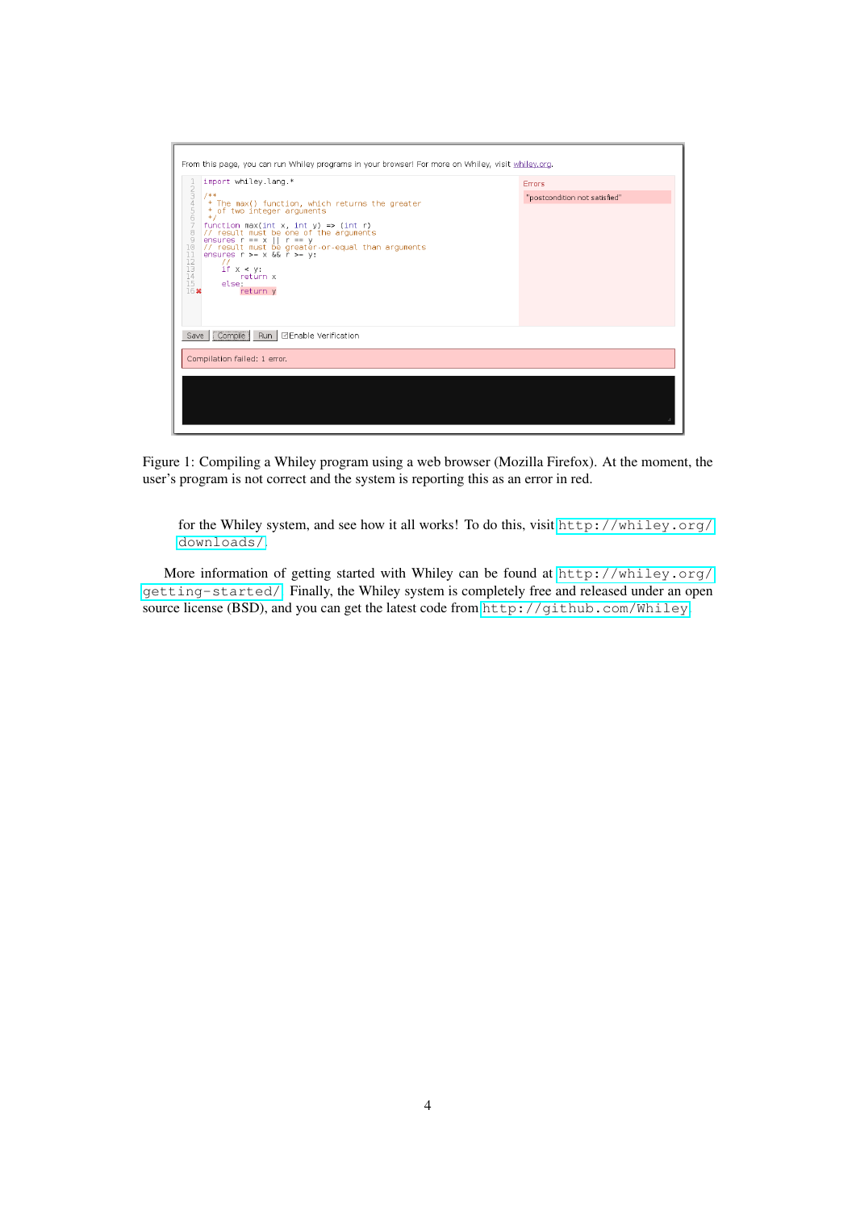Figure 1: Compiling a Whiley program using a web browser (Mozilla Firefox). At the moment, the user's program is not correct and the system is reporting this as an error in red.

for the Whiley system, and see how it all works! To do this, visit http://whiley.org/downloads/.

More information of getting started with Whiley can be found at http://whiley.org/getting-started/. Finally, the Whiley system is completely free and released under an open source license (BSD), and you can get the latest code from http://github.com/Whiley.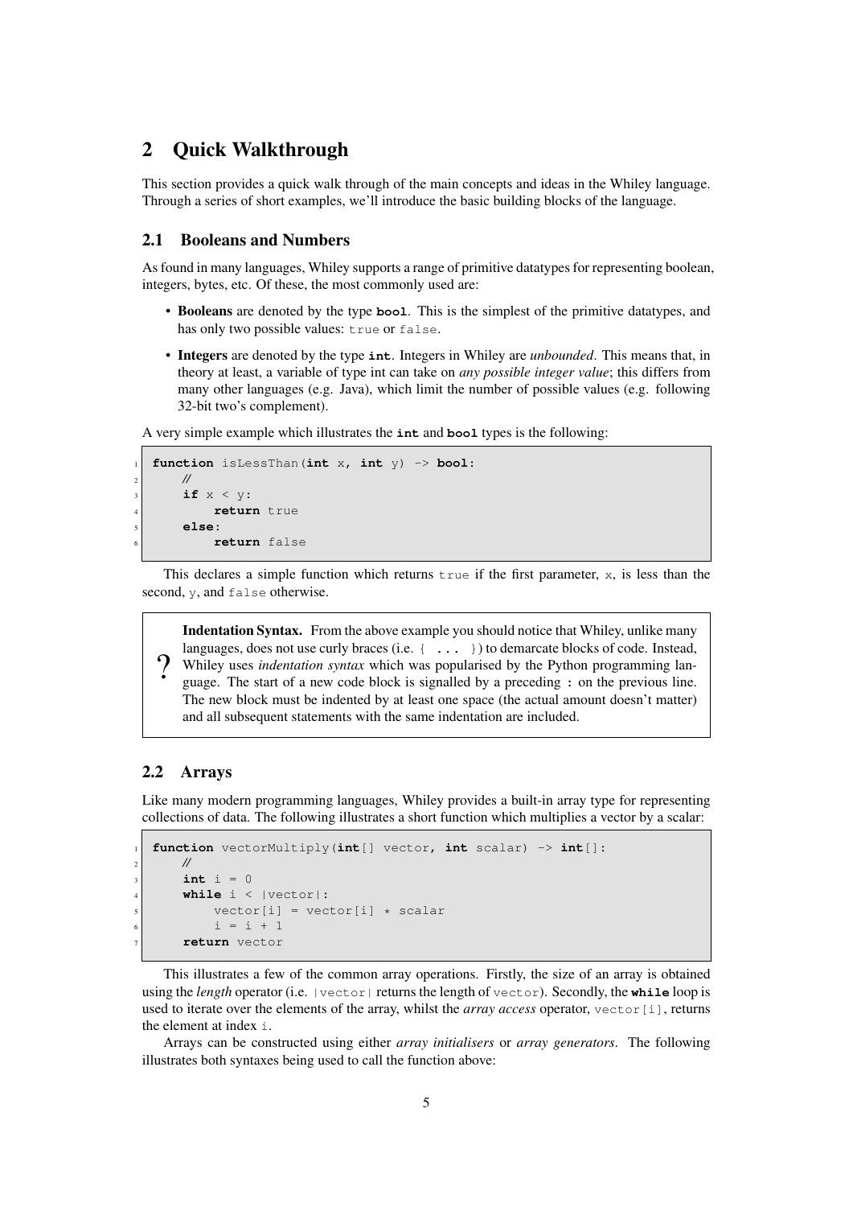## 2 Quick Walkthrough

This section provides a quick walk through of the main concepts and ideas in the Whiley language. Through a series of short examples, we'll introduce the basic building blocks of the language.

### 2.1 Booleans and Numbers

As found in many languages, Whiley supports a range of primitive datatypes for representing boolean, integers, bytes, etc. Of these, the most commonly used are:

- **Booleans** are denoted by the type `bool`. This is the simplest of the primitive datatypes, and has only two possible values: `true` or `false`.
- **Integers** are denoted by the type `int`. Integers in Whiley are *unbounded*. This means that, in theory at least, a variable of type int can take on *any possible integer value*; this differs from many other languages (e.g. Java), which limit the number of possible values (e.g. following 32-bit two's complement).

A very simple example which illustrates the `int` and `bool` types is the following:

```
function isLessThan(int x, int y) -> bool:
    //
    if x < y:
        return true
    else:
        return false
```

This declares a simple function which returns `true` if the first parameter, `x`, is less than the second, `y`, and `false` otherwise.

> ? **Indentation Syntax.** From the above example you should notice that Whiley, unlike many languages, does not use curly braces (i.e. `{ ... }`) to demarcate blocks of code. Instead, Whiley uses *indentation syntax* which was popularised by the Python programming language. The start of a new code block is signalled by a preceding `:` on the previous line. The new block must be indented by at least one space (the actual amount doesn't matter) and all subsequent statements with the same indentation are included.

### 2.2 Arrays

Like many modern programming languages, Whiley provides a built-in array type for representing collections of data. The following illustrates a short function which multiplies a vector by a scalar:

```
function vectorMultiply(int[] vector, int scalar) -> int[]:
    //
    int i = 0
    while i < |vector|:
        vector[i] = vector[i] * scalar
        i = i + 1
    return vector
```

This illustrates a few of the common array operations. Firstly, the size of an array is obtained using the *length* operator (i.e. `|vector|` returns the length of `vector`). Secondly, the `while` loop is used to iterate over the elements of the array, whilst the *array access* operator, `vector[i]`, returns the element at index `i`.

Arrays can be constructed using either *array initialisers* or *array generators*. The following illustrates both syntaxes being used to call the function above: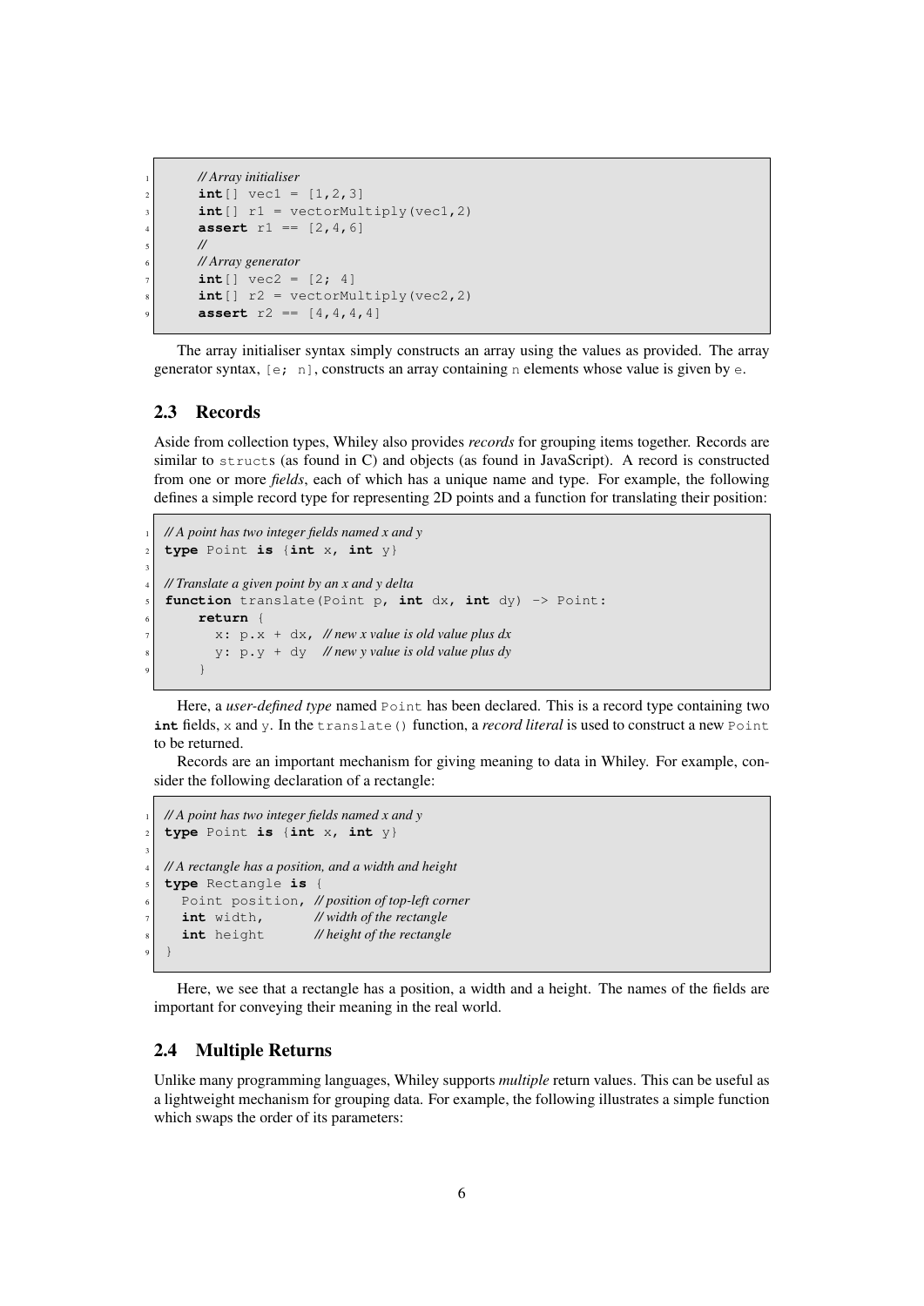```
// Array initialiser
int[] vec1 = [1,2,3]
int[] r1 = vectorMultiply(vec1,2)
assert r1 == [2,4,6]
//
// Array generator
int[] vec2 = [2; 4]
int[] r2 = vectorMultiply(vec2,2)
assert r2 == [4,4,4,4]
```

The array initialiser syntax simply constructs an array using the values as provided. The array generator syntax, `[e; n]`, constructs an array containing `n` elements whose value is given by `e`.

## 2.3 Records

Aside from collection types, Whiley also provides *records* for grouping items together. Records are similar to `struct`s (as found in C) and objects (as found in JavaScript). A record is constructed from one or more *fields*, each of which has a unique name and type. For example, the following defines a simple record type for representing 2D points and a function for translating their position:

```
// A point has two integer fields named x and y
type Point is {int x, int y}

// Translate a given point by an x and y delta
function translate(Point p, int dx, int dy) -> Point:
    return {
      x: p.x + dx, // new x value is old value plus dx
      y: p.y + dy  // new y value is old value plus dy
    }
```

Here, a *user-defined type* named `Point` has been declared. This is a record type containing two **int** fields, `x` and `y`. In the `translate()` function, a *record literal* is used to construct a new `Point` to be returned.

Records are an important mechanism for giving meaning to data in Whiley. For example, consider the following declaration of a rectangle:

```
// A point has two integer fields named x and y
type Point is {int x, int y}

// A rectangle has a position, and a width and height
type Rectangle is {
  Point position, // position of top-left corner
  int width,      // width of the rectangle
  int height      // height of the rectangle
}
```

Here, we see that a rectangle has a position, a width and a height. The names of the fields are important for conveying their meaning in the real world.

## 2.4 Multiple Returns

Unlike many programming languages, Whiley supports *multiple* return values. This can be useful as a lightweight mechanism for grouping data. For example, the following illustrates a simple function which swaps the order of its parameters: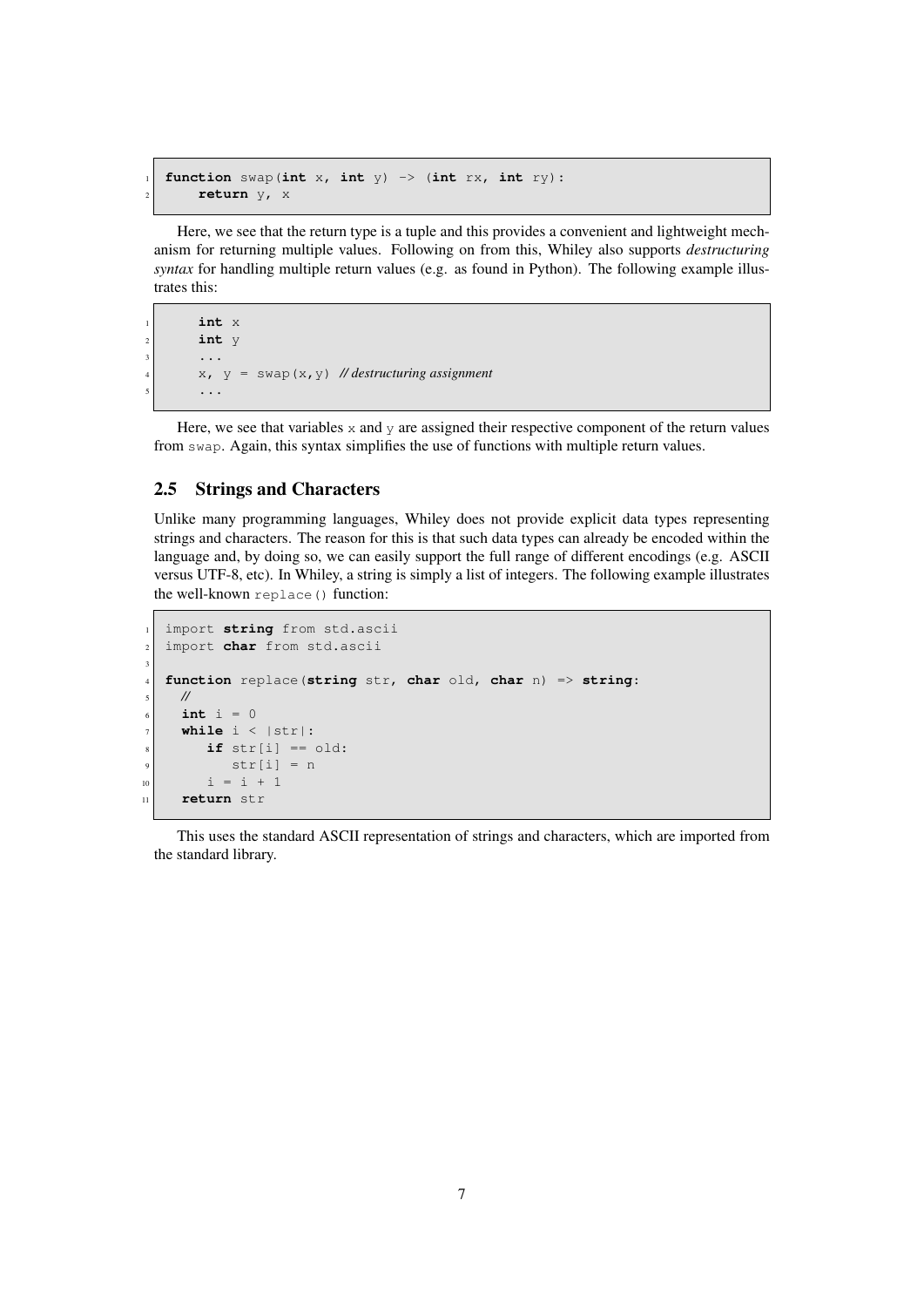```
function swap(int x, int y) -> (int rx, int ry):
    return y, x
```

Here, we see that the return type is a tuple and this provides a convenient and lightweight mechanism for returning multiple values. Following on from this, Whiley also supports *destructuring syntax* for handling multiple return values (e.g. as found in Python). The following example illustrates this:

```
    int x
    int y
    ...
    x, y = swap(x,y) // destructuring assignment
    ...
```

Here, we see that variables `x` and `y` are assigned their respective component of the return values from `swap`. Again, this syntax simplifies the use of functions with multiple return values.

## 2.5 Strings and Characters

Unlike many programming languages, Whiley does not provide explicit data types representing strings and characters. The reason for this is that such data types can already be encoded within the language and, by doing so, we can easily support the full range of different encodings (e.g. ASCII versus UTF-8, etc). In Whiley, a string is simply a list of integers. The following example illustrates the well-known `replace()` function:

```
import string from std.ascii
import char from std.ascii

function replace(string str, char old, char n) => string:
  //
  int i = 0
  while i < |str|:
     if str[i] == old:
        str[i] = n
     i = i + 1
  return str
```

This uses the standard ASCII representation of strings and characters, which are imported from the standard library.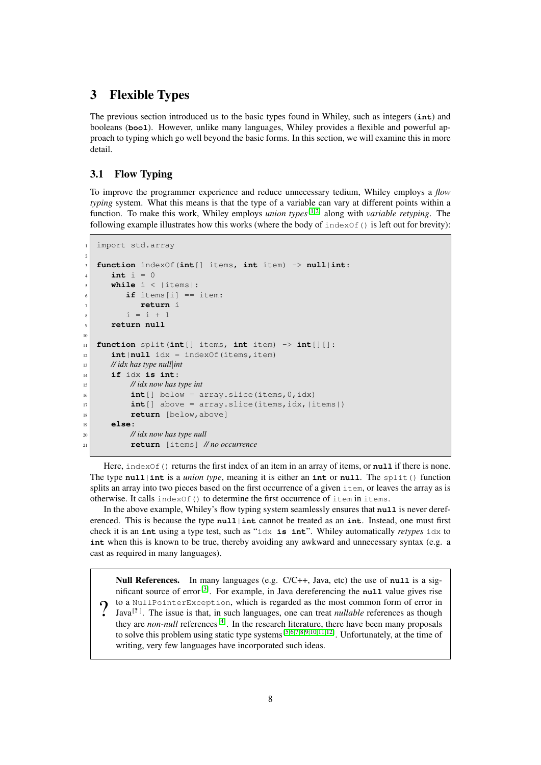# 3 Flexible Types

The previous section introduced us to the basic types found in Whiley, such as integers (**int**) and booleans (**bool**). However, unlike many languages, Whiley provides a flexible and powerful approach to typing which go well beyond the basic forms. In this section, we will examine this in more detail.

## 3.1 Flow Typing

To improve the programmer experience and reduce unnecessary tedium, Whiley employs a *flow typing* system. What this means is that the type of a variable can vary at different points within a function. To make this work, Whiley employs *union types* [1,2] along with *variable retyping*. The following example illustrates how this works (where the body of `indexOf()` is left out for brevity):

```
import std.array

function indexOf(int[] items, int item) -> null|int:
   int i = 0
   while i < |items|:
      if items[i] == item:
         return i
      i = i + 1
   return null

function split(int[] items, int item) -> int[][]:
   int|null idx = indexOf(items,item)
   // idx has type null|int
   if idx is int:
        // idx now has type int
        int[] below = array.slice(items,0,idx)
        int[] above = array.slice(items,idx,|items|)
        return [below,above]
   else:
        // idx now has type null
        return [items] // no occurrence
```

Here, `indexOf()` returns the first index of an item in an array of items, or **null** if there is none. The type **null**|**int** is a *union type*, meaning it is either an **int** or **null**. The `split()` function splits an array into two pieces based on the first occurrence of a given `item`, or leaves the array as is otherwise. It calls `indexOf()` to determine the first occurrence of `item` in `items`.

In the above example, Whiley's flow typing system seamlessly ensures that **null** is never dereferenced. This is because the type **null**|**int** cannot be treated as an **int**. Instead, one must first check it is an **int** using a type test, such as "`idx` **is int**". Whiley automatically *retypes* `idx` to **int** when this is known to be true, thereby avoiding any awkward and unnecessary syntax (e.g. a cast as required in many languages).

> **Null References.** In many languages (e.g. C/C++, Java, etc) the use of **null** is a significant source of error [3]. For example, in Java dereferencing the **null** value gives rise to a `NullPointerException`, which is regarded as the most common form of error in Java [?]. The issue is that, in such languages, one can treat *nullable* references as though they are *non-null* references [4]. In the research literature, there have been many proposals to solve this problem using static type systems [5,6,7,8,9,10,11,12]. Unfortunately, at the time of writing, very few languages have incorporated such ideas.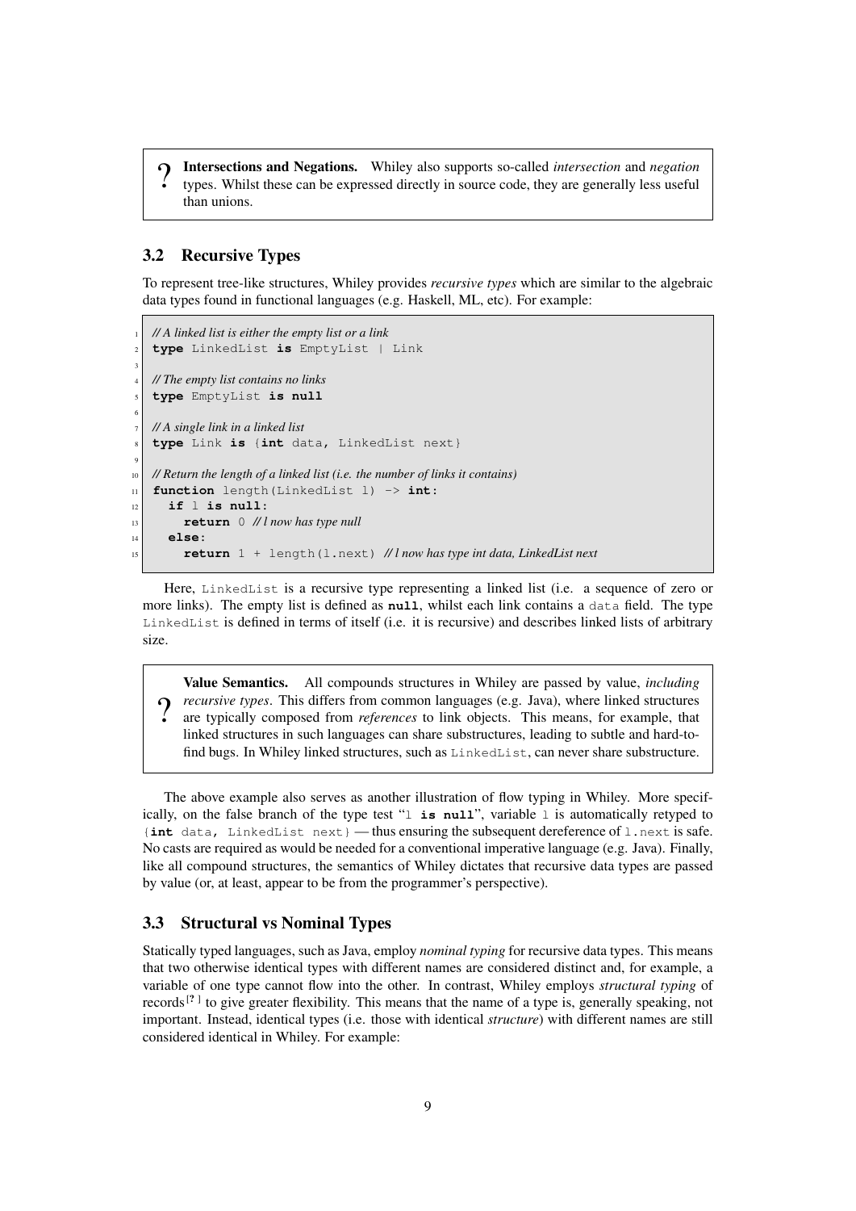> ? **Intersections and Negations.** Whiley also supports so-called *intersection* and *negation* types. Whilst these can be expressed directly in source code, they are generally less useful than unions.

## 3.2 Recursive Types

To represent tree-like structures, Whiley provides *recursive types* which are similar to the algebraic data types found in functional languages (e.g. Haskell, ML, etc). For example:

```
// A linked list is either the empty list or a link
type LinkedList is EmptyList | Link

// The empty list contains no links
type EmptyList is null

// A single link in a linked list
type Link is {int data, LinkedList next}

// Return the length of a linked list (i.e. the number of links it contains)
function length(LinkedList l) -> int:
  if l is null:
    return 0 // l now has type null
  else:
    return 1 + length(l.next) // l now has type int data, LinkedList next
```

Here, `LinkedList` is a recursive type representing a linked list (i.e. a sequence of zero or more links). The empty list is defined as **`null`**, whilst each link contains a `data` field. The type `LinkedList` is defined in terms of itself (i.e. it is recursive) and describes linked lists of arbitrary size.

> ? **Value Semantics.** All compounds structures in Whiley are passed by value, *including recursive types*. This differs from common languages (e.g. Java), where linked structures are typically composed from *references* to link objects. This means, for example, that linked structures in such languages can share substructures, leading to subtle and hard-to-find bugs. In Whiley linked structures, such as `LinkedList`, can never share substructure.

The above example also serves as another illustration of flow typing in Whiley. More specifically, on the false branch of the type test "`l is null`", variable `l` is automatically retyped to `{int data, LinkedList next}` — thus ensuring the subsequent dereference of `l.next` is safe. No casts are required as would be needed for a conventional imperative language (e.g. Java). Finally, like all compound structures, the semantics of Whiley dictates that recursive data types are passed by value (or, at least, appear to be from the programmer's perspective).

## 3.3 Structural vs Nominal Types

Statically typed languages, such as Java, employ *nominal typing* for recursive data types. This means that two otherwise identical types with different names are considered distinct and, for example, a variable of one type cannot flow into the other. In contrast, Whiley employs *structural typing* of records [?] to give greater flexibility. This means that the name of a type is, generally speaking, not important. Instead, identical types (i.e. those with identical *structure*) with different names are still considered identical in Whiley. For example: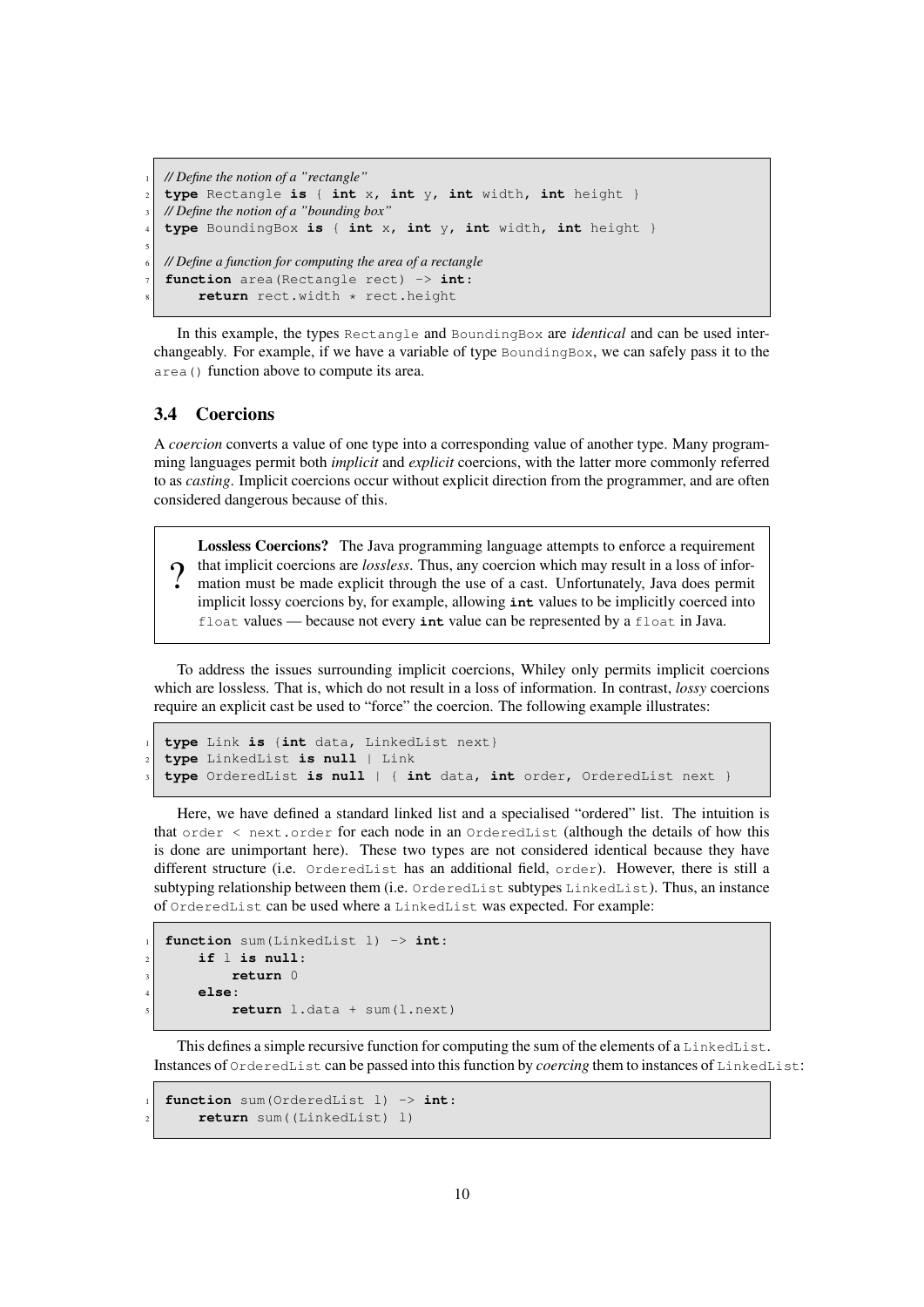```
// Define the notion of a "rectangle"
type Rectangle is { int x, int y, int width, int height }
// Define the notion of a "bounding box"
type BoundingBox is { int x, int y, int width, int height }

// Define a function for computing the area of a rectangle
function area(Rectangle rect) -> int:
    return rect.width * rect.height
```

In this example, the types `Rectangle` and `BoundingBox` are *identical* and can be used interchangeably. For example, if we have a variable of type `BoundingBox`, we can safely pass it to the `area()` function above to compute its area.

### 3.4 Coercions

A *coercion* converts a value of one type into a corresponding value of another type. Many programming languages permit both *implicit* and *explicit* coercions, with the latter more commonly referred to as *casting*. Implicit coercions occur without explicit direction from the programmer, and are often considered dangerous because of this.

> ? **Lossless Coercions?** The Java programming language attempts to enforce a requirement that implicit coercions are *lossless*. Thus, any coercion which may result in a loss of information must be made explicit through the use of a cast. Unfortunately, Java does permit implicit lossy coercions by, for example, allowing **int** values to be implicitly coerced into `float` values — because not every **int** value can be represented by a `float` in Java.

To address the issues surrounding implicit coercions, Whiley only permits implicit coercions which are lossless. That is, which do not result in a loss of information. In contrast, *lossy* coercions require an explicit cast be used to "force" the coercion. The following example illustrates:

```
type Link is {int data, LinkedList next}
type LinkedList is null | Link
type OrderedList is null | { int data, int order, OrderedList next }
```

Here, we have defined a standard linked list and a specialised "ordered" list. The intuition is that `order < next.order` for each node in an `OrderedList` (although the details of how this is done are unimportant here). These two types are not considered identical because they have different structure (i.e. `OrderedList` has an additional field, `order`). However, there is still a subtyping relationship between them (i.e. `OrderedList` subtypes `LinkedList`). Thus, an instance of `OrderedList` can be used where a `LinkedList` was expected. For example:

```
function sum(LinkedList l) -> int:
    if l is null:
        return 0
    else:
        return l.data + sum(l.next)
```

This defines a simple recursive function for computing the sum of the elements of a `LinkedList`. Instances of `OrderedList` can be passed into this function by *coercing* them to instances of `LinkedList`:

```
function sum(OrderedList l) -> int:
    return sum((LinkedList) l)
```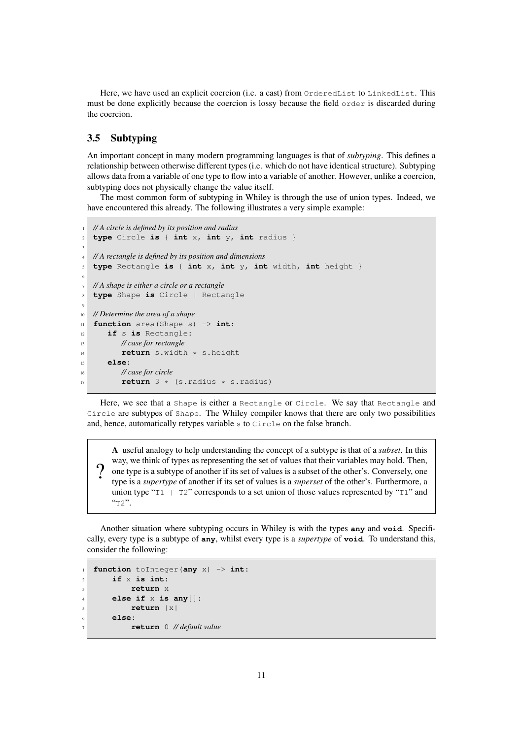Here, we have used an explicit coercion (i.e. a cast) from `OrderedList` to `LinkedList`. This must be done explicitly because the coercion is lossy because the field `order` is discarded during the coercion.

### 3.5 Subtyping

An important concept in many modern programming languages is that of *subtyping*. This defines a relationship between otherwise different types (i.e. which do not have identical structure). Subtyping allows data from a variable of one type to flow into a variable of another. However, unlike a coercion, subtyping does not physically change the value itself.

The most common form of subtyping in Whiley is through the use of union types. Indeed, we have encountered this already. The following illustrates a very simple example:

```
// A circle is defined by its position and radius
type Circle is { int x, int y, int radius }

// A rectangle is defined by its position and dimensions
type Rectangle is { int x, int y, int width, int height }

// A shape is either a circle or a rectangle
type Shape is Circle | Rectangle

// Determine the area of a shape
function area(Shape s) -> int:
   if s is Rectangle:
       // case for rectangle
       return s.width * s.height
   else:
       // case for circle
       return 3 * (s.radius * s.radius)
```

Here, we see that a `Shape` is either a `Rectangle` or `Circle`. We say that `Rectangle` and `Circle` are subtypes of `Shape`. The Whiley compiler knows that there are only two possibilities and, hence, automatically retypes variable `s` to `Circle` on the false branch.

> **?** **A** useful analogy to help understanding the concept of a subtype is that of a *subset*. In this way, we think of types as representing the set of values that their variables may hold. Then, one type is a subtype of another if its set of values is a subset of the other's. Conversely, one type is a *supertype* of another if its set of values is a *superset* of the other's. Furthermore, a union type "`T1 | T2`" corresponds to a set union of those values represented by "`T1`" and "`T2`".

Another situation where subtyping occurs in Whiley is with the types **`any`** and **`void`**. Specifically, every type is a subtype of **`any`**, whilst every type is a *supertype* of **`void`**. To understand this, consider the following:

```
function toInteger(any x) -> int:
    if x is int:
        return x
    else if x is any[]:
        return |x|
    else:
        return 0 // default value
```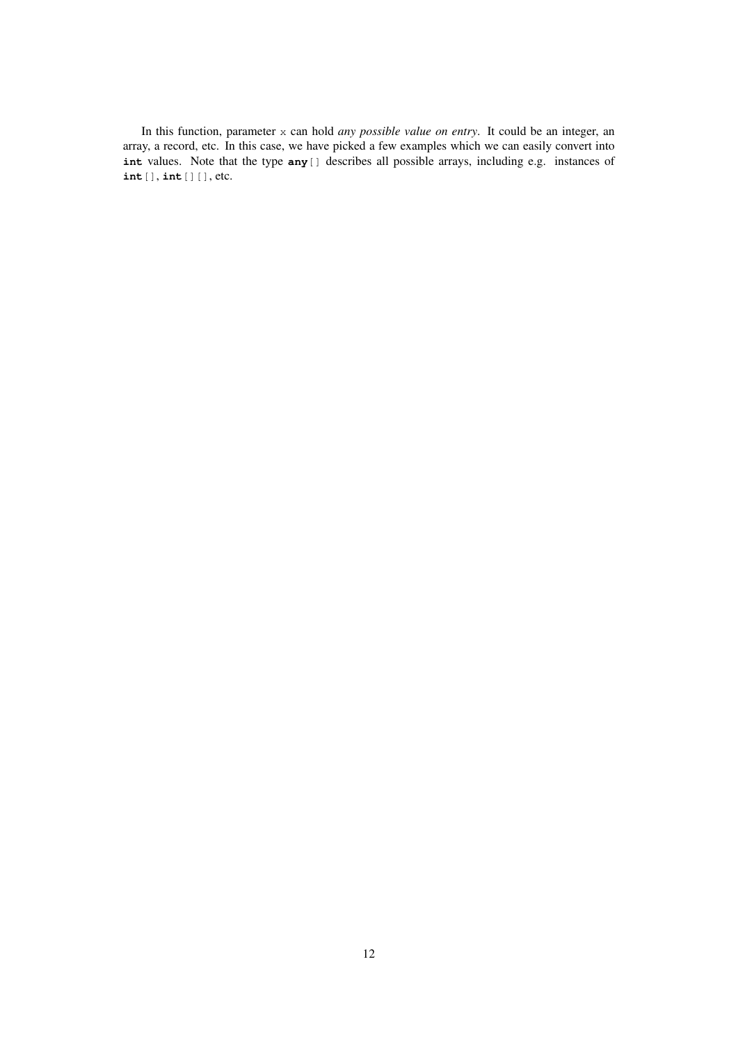In this function, parameter `x` can hold *any possible value on entry*. It could be an integer, an array, a record, etc. In this case, we have picked a few examples which we can easily convert into **int** values. Note that the type **any**`[]` describes all possible arrays, including e.g. instances of **int**`[]`, **int**`[][]`, etc.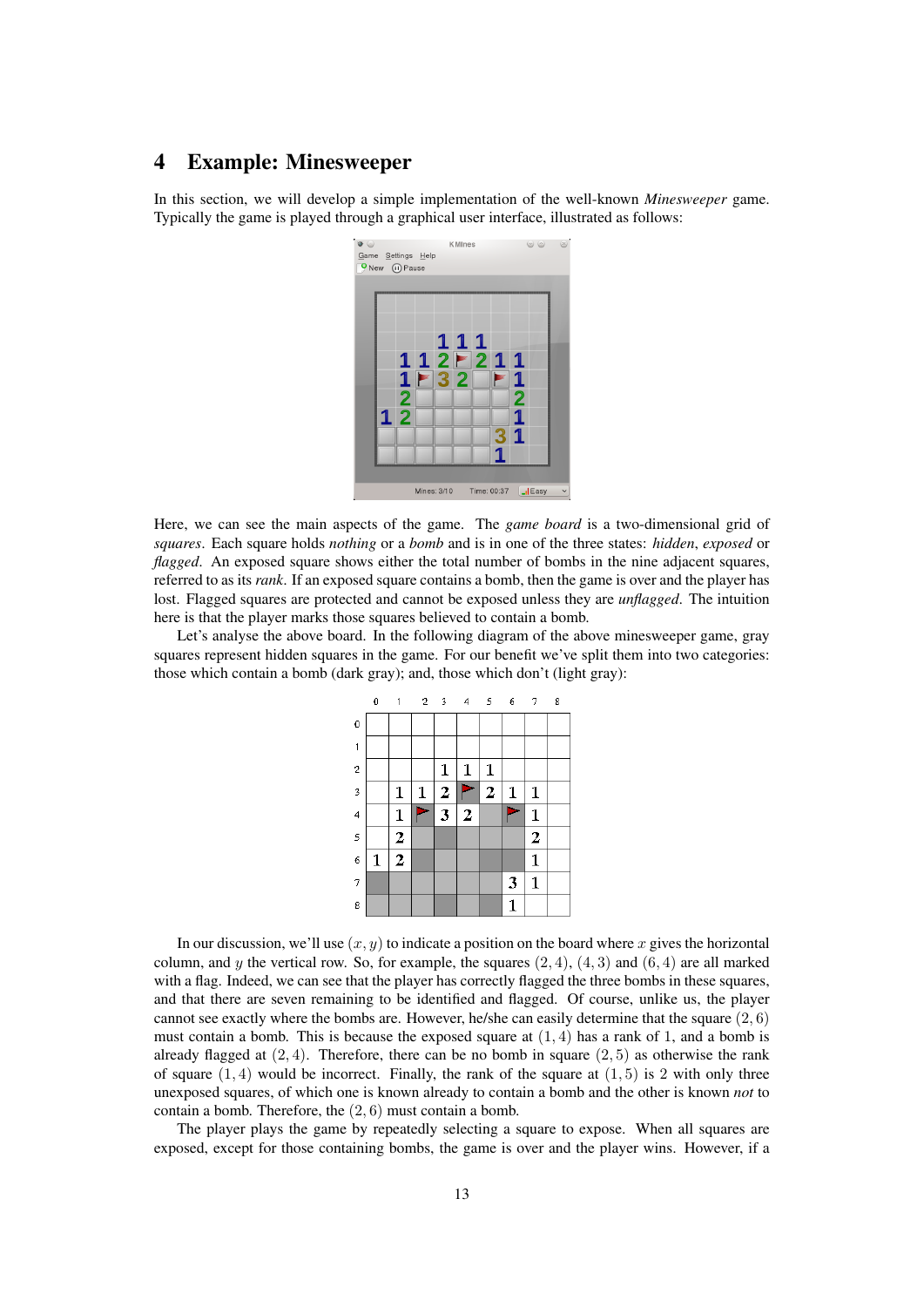## 4 Example: Minesweeper

In this section, we will develop a simple implementation of the well-known *Minesweeper* game. Typically the game is played through a graphical user interface, illustrated as follows:

Here, we can see the main aspects of the game. The *game board* is a two-dimensional grid of *squares*. Each square holds *nothing* or a *bomb* and is in one of the three states: *hidden*, *exposed* or *flagged*. An exposed square shows either the total number of bombs in the nine adjacent squares, referred to as its *rank*. If an exposed square contains a bomb, then the game is over and the player has lost. Flagged squares are protected and cannot be exposed unless they are *unflagged*. The intuition here is that the player marks those squares believed to contain a bomb.

Let's analyse the above board. In the following diagram of the above minesweeper game, gray squares represent hidden squares in the game. For our benefit we've split them into two categories: those which contain a bomb (dark gray); and, those which don't (light gray):

In our discussion, we'll use $(x, y)$ to indicate a position on the board where $x$ gives the horizontal column, and $y$ the vertical row. So, for example, the squares $(2, 4)$, $(4, 3)$ and $(6, 4)$ are all marked with a flag. Indeed, we can see that the player has correctly flagged the three bombs in these squares, and that there are seven remaining to be identified and flagged. Of course, unlike us, the player cannot see exactly where the bombs are. However, he/she can easily determine that the square $(2, 6)$ must contain a bomb. This is because the exposed square at $(1, 4)$ has a rank of 1, and a bomb is already flagged at $(2, 4)$. Therefore, there can be no bomb in square $(2, 5)$ as otherwise the rank of square $(1, 4)$ would be incorrect. Finally, the rank of the square at $(1, 5)$ is 2 with only three unexposed squares, of which one is known already to contain a bomb and the other is known *not* to contain a bomb. Therefore, the $(2, 6)$ must contain a bomb.

The player plays the game by repeatedly selecting a square to expose. When all squares are exposed, except for those containing bombs, the game is over and the player wins. However, if a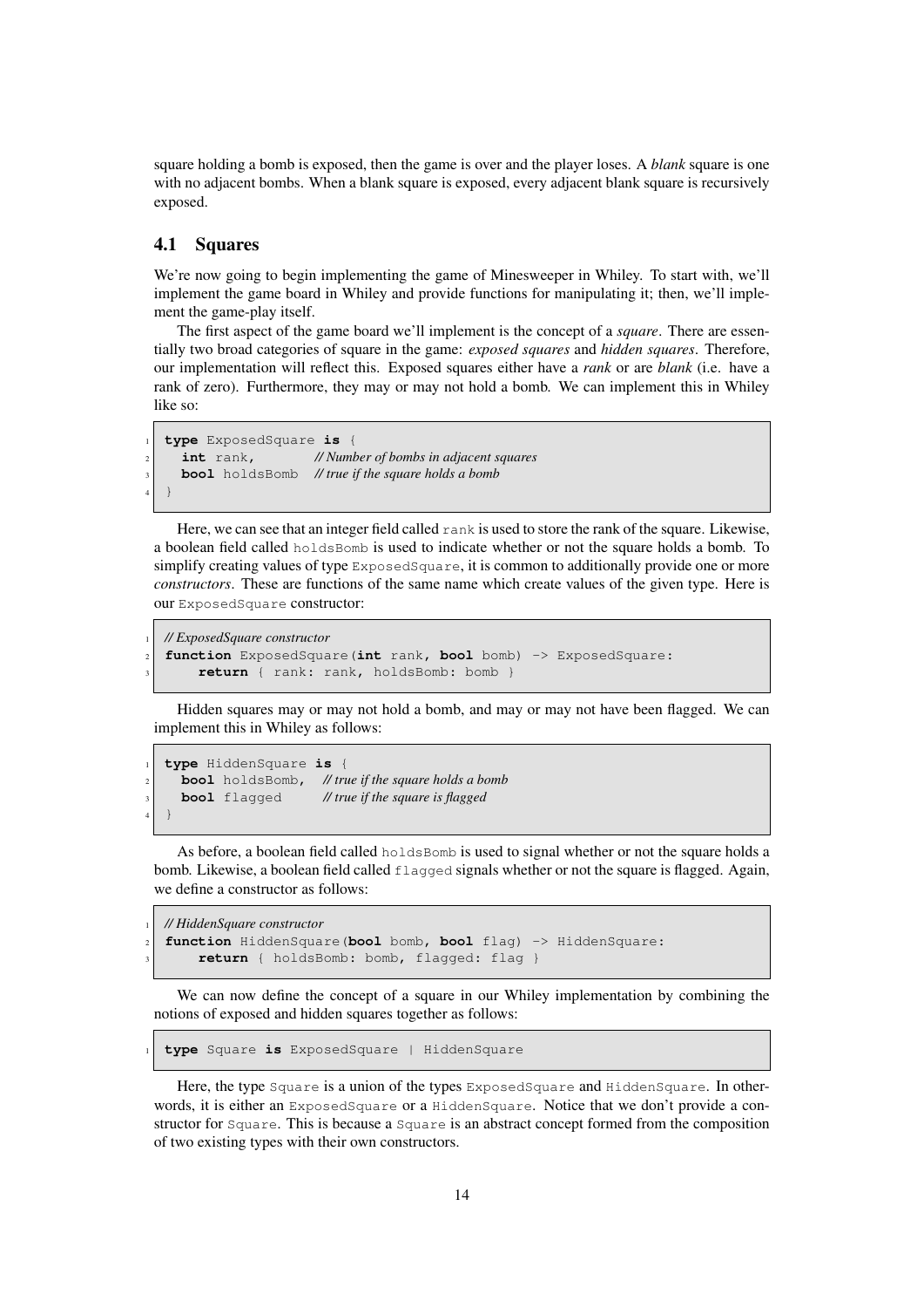square holding a bomb is exposed, then the game is over and the player loses. A *blank* square is one with no adjacent bombs. When a blank square is exposed, every adjacent blank square is recursively exposed.

### 4.1 Squares

We're now going to begin implementing the game of Minesweeper in Whiley. To start with, we'll implement the game board in Whiley and provide functions for manipulating it; then, we'll implement the game-play itself.

The first aspect of the game board we'll implement is the concept of a *square*. There are essentially two broad categories of square in the game: *exposed squares* and *hidden squares*. Therefore, our implementation will reflect this. Exposed squares either have a *rank* or are *blank* (i.e. have a rank of zero). Furthermore, they may or may not hold a bomb. We can implement this in Whiley like so:

```
type ExposedSquare is {
  int rank,         // Number of bombs in adjacent squares
  bool holdsBomb   // true if the square holds a bomb
}
```

Here, we can see that an integer field called `rank` is used to store the rank of the square. Likewise, a boolean field called `holdsBomb` is used to indicate whether or not the square holds a bomb. To simplify creating values of type `ExposedSquare`, it is common to additionally provide one or more *constructors*. These are functions of the same name which create values of the given type. Here is our `ExposedSquare` constructor:

```
// ExposedSquare constructor
function ExposedSquare(int rank, bool bomb) -> ExposedSquare:
    return { rank: rank, holdsBomb: bomb }
```

Hidden squares may or may not hold a bomb, and may or may not have been flagged. We can implement this in Whiley as follows:

```
type HiddenSquare is {
  bool holdsBomb,   // true if the square holds a bomb
  bool flagged      // true if the square is flagged
}
```

As before, a boolean field called `holdsBomb` is used to signal whether or not the square holds a bomb. Likewise, a boolean field called `flagged` signals whether or not the square is flagged. Again, we define a constructor as follows:

```
// HiddenSquare constructor
function HiddenSquare(bool bomb, bool flag) -> HiddenSquare:
    return { holdsBomb: bomb, flagged: flag }
```

We can now define the concept of a square in our Whiley implementation by combining the notions of exposed and hidden squares together as follows:

```
type Square is ExposedSquare | HiddenSquare
```

Here, the type `Square` is a union of the types `ExposedSquare` and `HiddenSquare`. In otherwords, it is either an `ExposedSquare` or a `HiddenSquare`. Notice that we don't provide a constructor for `Square`. This is because a `Square` is an abstract concept formed from the composition of two existing types with their own constructors.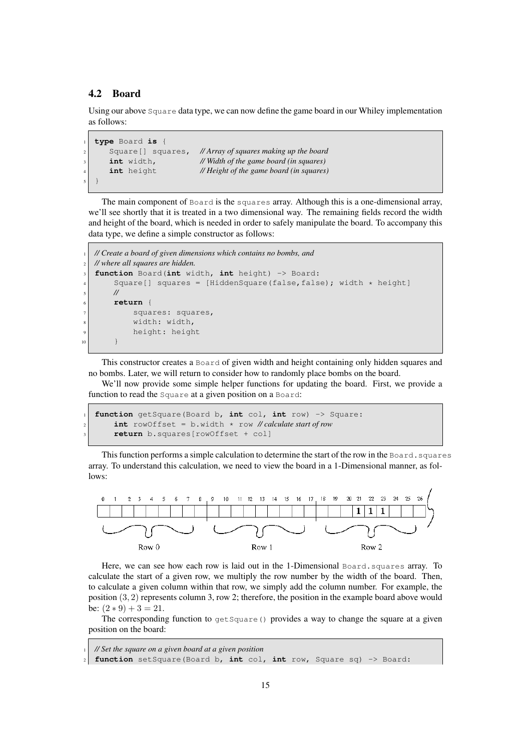## 4.2 Board

Using our above `Square` data type, we can now define the game board in our Whiley implementation as follows:

```
type Board is {
   Square[] squares,  // Array of squares making up the board
   int width,         // Width of the game board (in squares)
   int height         // Height of the game board (in squares)
}
```

The main component of `Board` is the `squares` array. Although this is a one-dimensional array, we'll see shortly that it is treated in a two dimensional way. The remaining fields record the width and height of the board, which is needed in order to safely manipulate the board. To accompany this data type, we define a simple constructor as follows:

```
// Create a board of given dimensions which contains no bombs, and
// where all squares are hidden.
function Board(int width, int height) -> Board:
    Square[] squares = [HiddenSquare(false,false); width * height]
    //
    return {
        squares: squares,
        width: width,
        height: height
    }
```

This constructor creates a `Board` of given width and height containing only hidden squares and no bombs. Later, we will return to consider how to randomly place bombs on the board.

We'll now provide some simple helper functions for updating the board. First, we provide a function to read the `Square` at a given position on a `Board`:

```
function getSquare(Board b, int col, int row) -> Square:
    int rowOffset = b.width * row // calculate start of row
    return b.squares[rowOffset + col]
```

This function performs a simple calculation to determine the start of the row in the `Board.squares` array. To understand this calculation, we need to view the board in a 1-Dimensional manner, as follows:

Here, we can see how each row is laid out in the 1-Dimensional `Board.squares` array. To calculate the start of a given row, we multiply the row number by the width of the board. Then, to calculate a given column within that row, we simply add the column number. For example, the position $(3, 2)$ represents column 3, row 2; therefore, the position in the example board above would be: $(2 * 9) + 3 = 21$.

The corresponding function to `getSquare()` provides a way to change the square at a given position on the board:

```
// Set the square on a given board at a given position
function setSquare(Board b, int col, int row, Square sq) -> Board:
```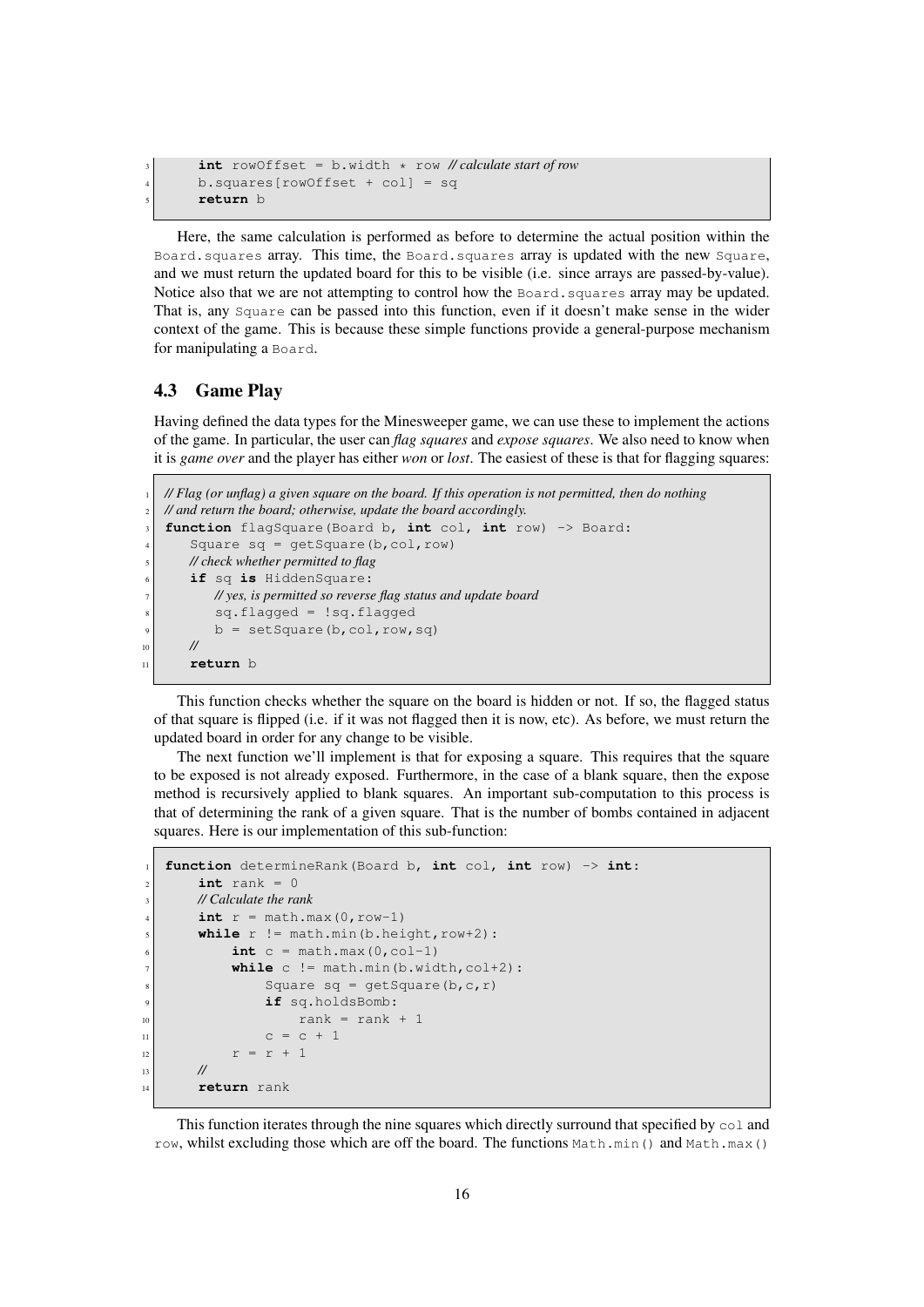```
    int rowOffset = b.width * row // calculate start of row
    b.squares[rowOffset + col] = sq
    return b
```

Here, the same calculation is performed as before to determine the actual position within the `Board.squares` array. This time, the `Board.squares` array is updated with the new `Square`, and we must return the updated board for this to be visible (i.e. since arrays are passed-by-value). Notice also that we are not attempting to control how the `Board.squares` array may be updated. That is, any `Square` can be passed into this function, even if it doesn't make sense in the wider context of the game. This is because these simple functions provide a general-purpose mechanism for manipulating a `Board`.

### 4.3 Game Play

Having defined the data types for the Minesweeper game, we can use these to implement the actions of the game. In particular, the user can *flag squares* and *expose squares*. We also need to know when it is *game over* and the player has either *won* or *lost*. The easiest of these is that for flagging squares:

```
// Flag (or unflag) a given square on the board. If this operation is not permitted, then do nothing
// and return the board; otherwise, update the board accordingly.
function flagSquare(Board b, int col, int row) -> Board:
    Square sq = getSquare(b,col,row)
    // check whether permitted to flag
    if sq is HiddenSquare:
        // yes, is permitted so reverse flag status and update board
        sq.flagged = !sq.flagged
        b = setSquare(b,col,row,sq)
    //
    return b
```

This function checks whether the square on the board is hidden or not. If so, the flagged status of that square is flipped (i.e. if it was not flagged then it is now, etc). As before, we must return the updated board in order for any change to be visible.

The next function we'll implement is that for exposing a square. This requires that the square to be exposed is not already exposed. Furthermore, in the case of a blank square, then the expose method is recursively applied to blank squares. An important sub-computation to this process is that of determining the rank of a given square. That is the number of bombs contained in adjacent squares. Here is our implementation of this sub-function:

```
function determineRank(Board b, int col, int row) -> int:
    int rank = 0
    // Calculate the rank
    int r = math.max(0,row-1)
    while r != math.min(b.height,row+2):
        int c = math.max(0,col-1)
        while c != math.min(b.width,col+2):
            Square sq = getSquare(b,c,r)
            if sq.holdsBomb:
                rank = rank + 1
            c = c + 1
        r = r + 1
    //
    return rank
```

This function iterates through the nine squares which directly surround that specified by `col` and `row`, whilst excluding those which are off the board. The functions `Math.min()` and `Math.max()`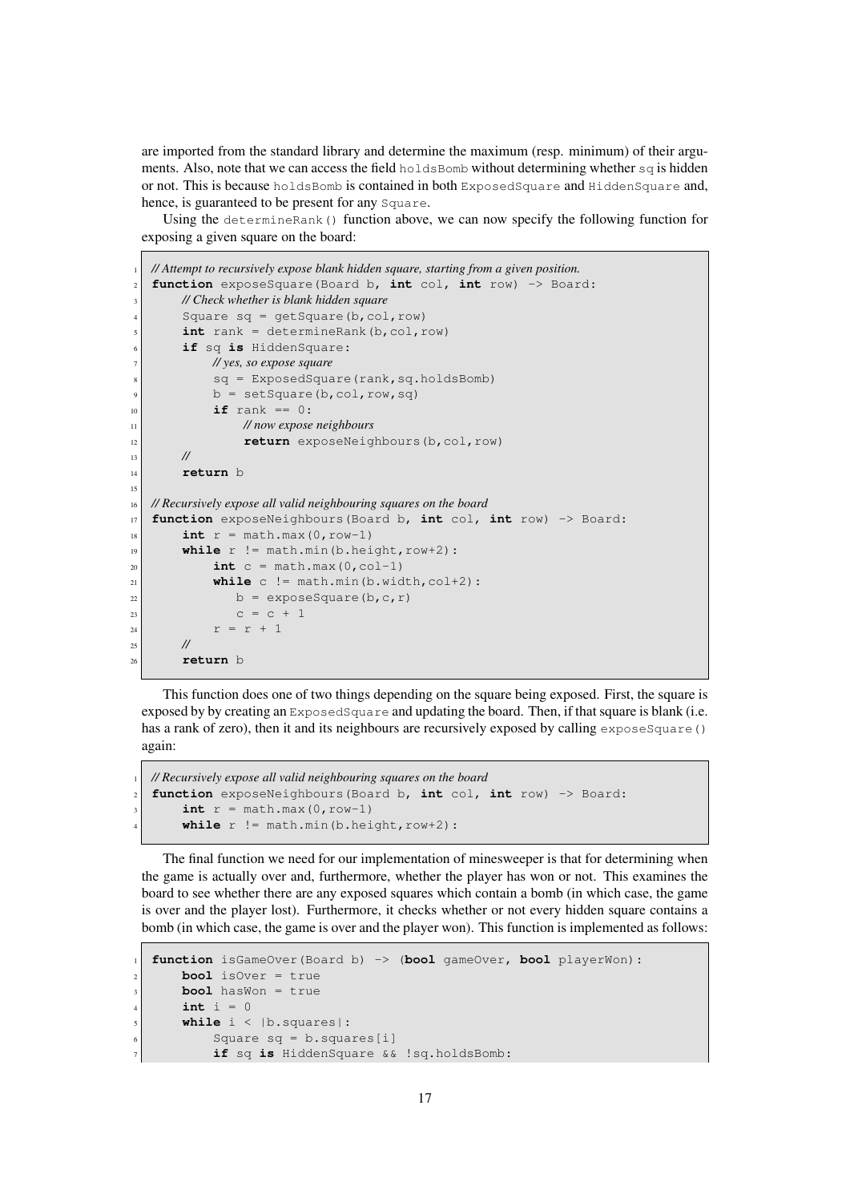are imported from the standard library and determine the maximum (resp. minimum) of their arguments. Also, note that we can access the field `holdsBomb` without determining whether `sq` is hidden or not. This is because `holdsBomb` is contained in both `ExposedSquare` and `HiddenSquare` and, hence, is guaranteed to be present for any `Square`.

Using the `determineRank()` function above, we can now specify the following function for exposing a given square on the board:

```
// Attempt to recursively expose blank hidden square, starting from a given position.
function exposeSquare(Board b, int col, int row) -> Board:
    // Check whether is blank hidden square
    Square sq = getSquare(b,col,row)
    int rank = determineRank(b,col,row)
    if sq is HiddenSquare:
        // yes, so expose square
        sq = ExposedSquare(rank,sq.holdsBomb)
        b = setSquare(b,col,row,sq)
        if rank == 0:
            // now expose neighbours
            return exposeNeighbours(b,col,row)
    //
    return b

// Recursively expose all valid neighbouring squares on the board
function exposeNeighbours(Board b, int col, int row) -> Board:
    int r = math.max(0,row-1)
    while r != math.min(b.height,row+2):
        int c = math.max(0,col-1)
        while c != math.min(b.width,col+2):
           b = exposeSquare(b,c,r)
           c = c + 1
        r = r + 1
    //
    return b
```

This function does one of two things depending on the square being exposed. First, the square is exposed by by creating an `ExposedSquare` and updating the board. Then, if that square is blank (i.e. has a rank of zero), then it and its neighbours are recursively exposed by calling `exposeSquare()` again:

```
// Recursively expose all valid neighbouring squares on the board
function exposeNeighbours(Board b, int col, int row) -> Board:
    int r = math.max(0,row-1)
    while r != math.min(b.height,row+2):
```

The final function we need for our implementation of minesweeper is that for determining when the game is actually over and, furthermore, whether the player has won or not. This examines the board to see whether there are any exposed squares which contain a bomb (in which case, the game is over and the player lost). Furthermore, it checks whether or not every hidden square contains a bomb (in which case, the game is over and the player won). This function is implemented as follows:

```
function isGameOver(Board b) -> (bool gameOver, bool playerWon):
    bool isOver = true
    bool hasWon = true
    int i = 0
    while i < |b.squares|:
        Square sq = b.squares[i]
        if sq is HiddenSquare && !sq.holdsBomb:
```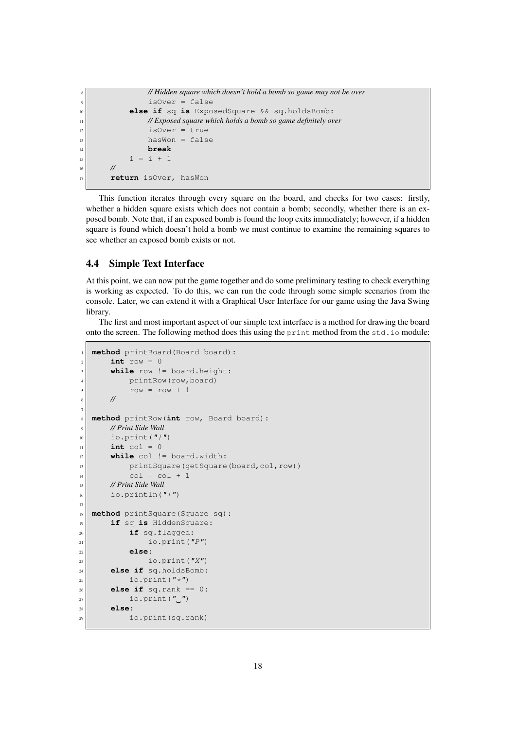```
            // Hidden square which doesn't hold a bomb so game may not be over
            isOver = false
        else if sq is ExposedSquare && sq.holdsBomb:
            // Exposed square which holds a bomb so game definitely over
            isOver = true
            hasWon = false
            break
        i = i + 1
    //
    return isOver, hasWon
```

This function iterates through every square on the board, and checks for two cases: firstly, whether a hidden square exists which does not contain a bomb; secondly, whether there is an exposed bomb. Note that, if an exposed bomb is found the loop exits immediately; however, if a hidden square is found which doesn't hold a bomb we must continue to examine the remaining squares to see whether an exposed bomb exists or not.

## 4.4 Simple Text Interface

At this point, we can now put the game together and do some preliminary testing to check everything is working as expected. To do this, we can run the code through some simple scenarios from the console. Later, we can extend it with a Graphical User Interface for our game using the Java Swing library.

The first and most important aspect of our simple text interface is a method for drawing the board onto the screen. The following method does this using the `print` method from the `std.io` module:

```
method printBoard(Board board):
    int row = 0
    while row != board.height:
        printRow(row,board)
        row = row + 1
    //

method printRow(int row, Board board):
    // Print Side Wall
    io.print("|")
    int col = 0
    while col != board.width:
        printSquare(getSquare(board,col,row))
        col = col + 1
    // Print Side Wall
    io.println("|")

method printSquare(Square sq):
    if sq is HiddenSquare:
        if sq.flagged:
            io.print("P")
        else:
            io.print("X")
    else if sq.holdsBomb:
        io.print("*")
    else if sq.rank == 0:
        io.print(" ")
    else:
        io.print(sq.rank)
```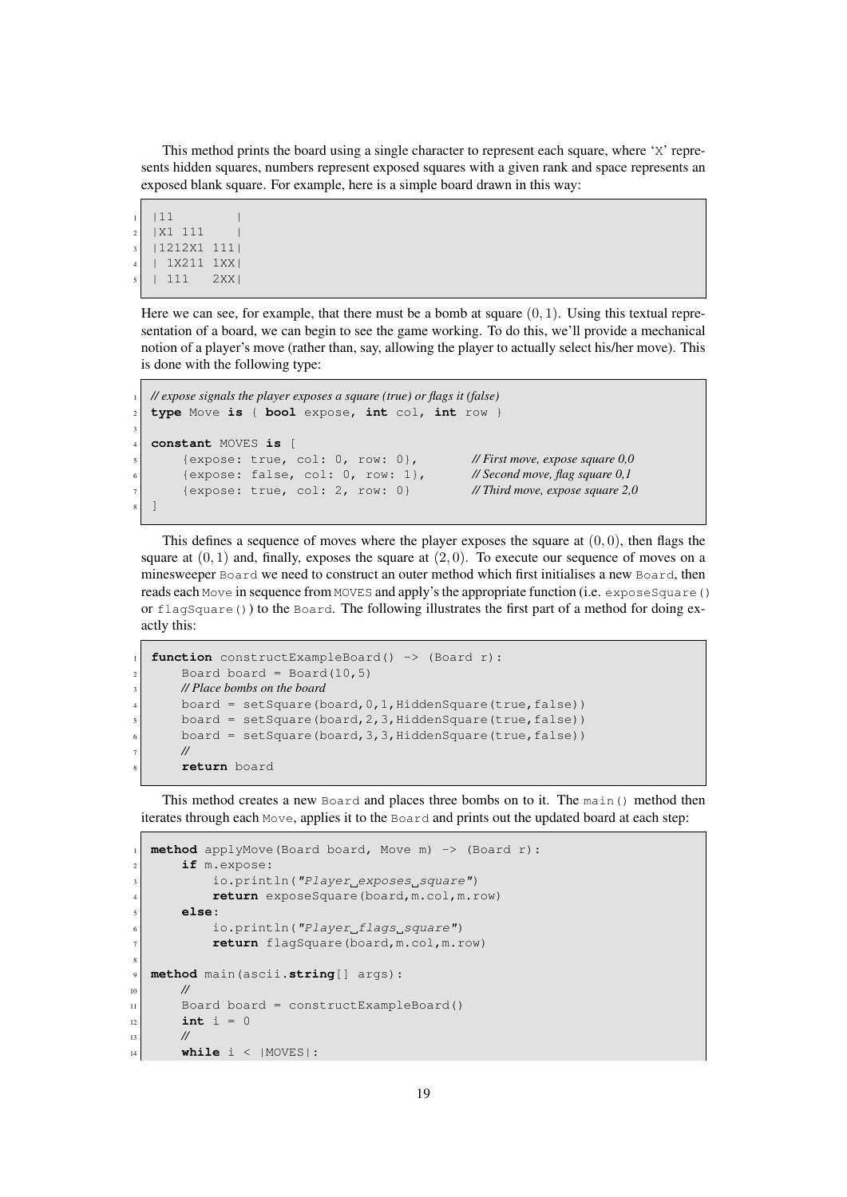This method prints the board using a single character to represent each square, where 'X' represents hidden squares, numbers represent exposed squares with a given rank and space represents an exposed blank square. For example, here is a simple board drawn in this way:

```
|11        |
|X1 111    |
|1212X1 111|
| 1X211 1XX|
| 111   2XX|
```

Here we can see, for example, that there must be a bomb at square $(0, 1)$. Using this textual representation of a board, we can begin to see the game working. To do this, we'll provide a mechanical notion of a player's move (rather than, say, allowing the player to actually select his/her move). This is done with the following type:

```
// expose signals the player exposes a square (true) or flags it (false)
type Move is { bool expose, int col, int row }

constant MOVES is [
    {expose: true, col: 0, row: 0},        // First move, expose square 0,0
    {expose: false, col: 0, row: 1},       // Second move, flag square 0,1
    {expose: true, col: 2, row: 0}         // Third move, expose square 2,0
]
```

This defines a sequence of moves where the player exposes the square at $(0, 0)$, then flags the square at $(0, 1)$ and, finally, exposes the square at $(2, 0)$. To execute our sequence of moves on a minesweeper `Board` we need to construct an outer method which first initialises a new `Board`, then reads each `Move` in sequence from `MOVES` and apply's the appropriate function (i.e. `exposeSquare()` or `flagSquare()`) to the `Board`. The following illustrates the first part of a method for doing exactly this:

```
function constructExampleBoard() -> (Board r):
    Board board = Board(10,5)
    // Place bombs on the board
    board = setSquare(board,0,1,HiddenSquare(true,false))
    board = setSquare(board,2,3,HiddenSquare(true,false))
    board = setSquare(board,3,3,HiddenSquare(true,false))
    //
    return board
```

This method creates a new `Board` and places three bombs on to it. The `main()` method then iterates through each `Move`, applies it to the `Board` and prints out the updated board at each step:

```
method applyMove(Board board, Move m) -> (Board r):
    if m.expose:
        io.println("Player exposes square")
        return exposeSquare(board,m.col,m.row)
    else:
        io.println("Player flags square")
        return flagSquare(board,m.col,m.row)

method main(ascii.string[] args):
    //
    Board board = constructExampleBoard()
    int i = 0
    //
    while i < |MOVES|:
```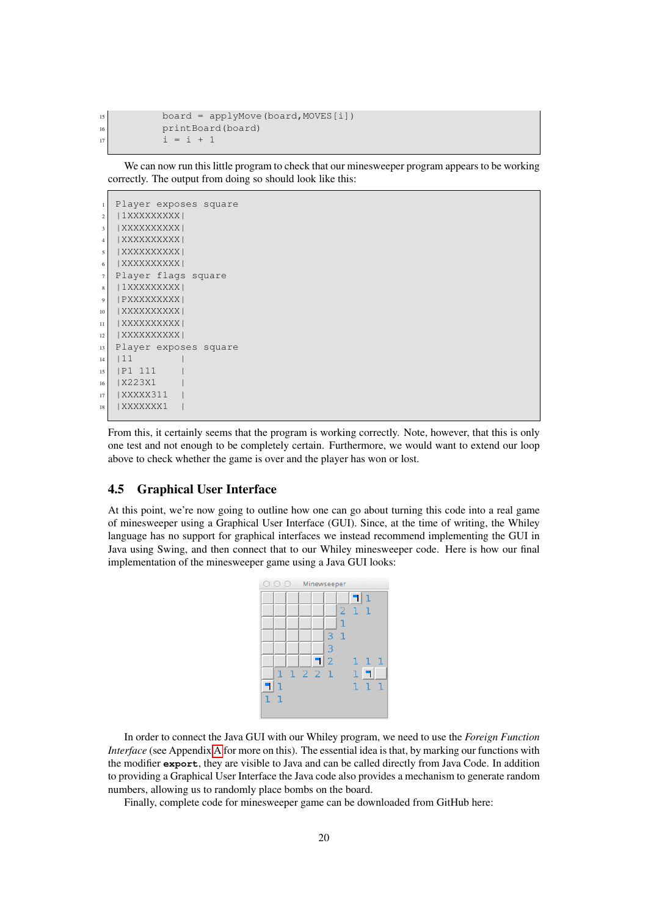```
        board = applyMove(board,MOVES[i])
        printBoard(board)
        i = i + 1
```

We can now run this little program to check that our minesweeper program appears to be working correctly. The output from doing so should look like this:

```
Player exposes square
|1XXXXXXXXX|
|XXXXXXXXXX|
|XXXXXXXXXX|
|XXXXXXXXXX|
|XXXXXXXXXX|
Player flags square
|1XXXXXXXXX|
|PXXXXXXXXX|
|XXXXXXXXXX|
|XXXXXXXXXX|
|XXXXXXXXXX|
Player exposes square
|11        |
|P1 111    |
|X223X1    |
|XXXXX311  |
|XXXXXXX1  |
```

From this, it certainly seems that the program is working correctly. Note, however, that this is only one test and not enough to be completely certain. Furthermore, we would want to extend our loop above to check whether the game is over and the player has won or lost.

## 4.5 Graphical User Interface

At this point, we're now going to outline how one can go about turning this code into a real game of minesweeper using a Graphical User Interface (GUI). Since, at the time of writing, the Whiley language has no support for graphical interfaces we instead recommend implementing the GUI in Java using Swing, and then connect that to our Whiley minesweeper code. Here is how our final implementation of the minesweeper game using a Java GUI looks:

In order to connect the Java GUI with our Whiley program, we need to use the *Foreign Function Interface* (see Appendix A for more on this). The essential idea is that, by marking our functions with the modifier **export**, they are visible to Java and can be called directly from Java Code. In addition to providing a Graphical User Interface the Java code also provides a mechanism to generate random numbers, allowing us to randomly place bombs on the board.

Finally, complete code for minesweeper game can be downloaded from GitHub here: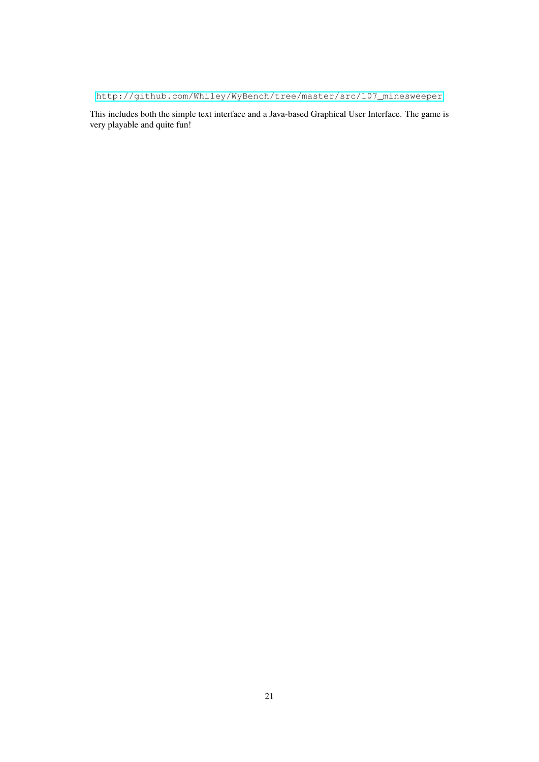http://github.com/Whiley/WyBench/tree/master/src/107_minesweeper

This includes both the simple text interface and a Java-based Graphical User Interface. The game is very playable and quite fun!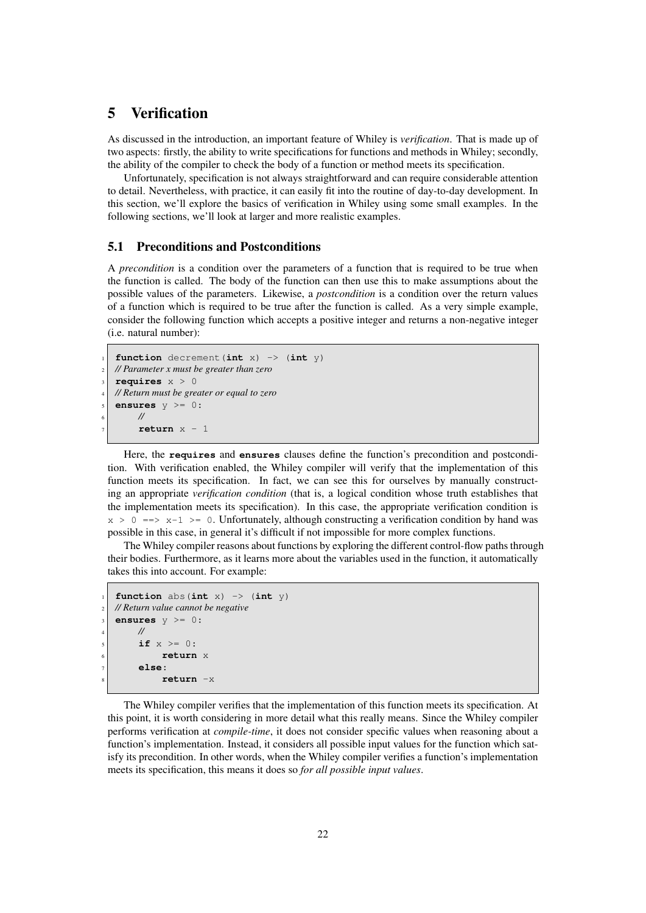## 5 Verification

As discussed in the introduction, an important feature of Whiley is *verification*. That is made up of two aspects: firstly, the ability to write specifications for functions and methods in Whiley; secondly, the ability of the compiler to check the body of a function or method meets its specification.

Unfortunately, specification is not always straightforward and can require considerable attention to detail. Nevertheless, with practice, it can easily fit into the routine of day-to-day development. In this section, we'll explore the basics of verification in Whiley using some small examples. In the following sections, we'll look at larger and more realistic examples.

### 5.1 Preconditions and Postconditions

A *precondition* is a condition over the parameters of a function that is required to be true when the function is called. The body of the function can then use this to make assumptions about the possible values of the parameters. Likewise, a *postcondition* is a condition over the return values of a function which is required to be true after the function is called. As a very simple example, consider the following function which accepts a positive integer and returns a non-negative integer (i.e. natural number):

```
function decrement(int x) -> (int y)
// Parameter x must be greater than zero
requires x > 0
// Return must be greater or equal to zero
ensures y >= 0:
    //
    return x - 1
```

Here, the **requires** and **ensures** clauses define the function's precondition and postcondition. With verification enabled, the Whiley compiler will verify that the implementation of this function meets its specification. In fact, we can see this for ourselves by manually constructing an appropriate *verification condition* (that is, a logical condition whose truth establishes that the implementation meets its specification). In this case, the appropriate verification condition is `x > 0 ==> x-1 >= 0`. Unfortunately, although constructing a verification condition by hand was possible in this case, in general it's difficult if not impossible for more complex functions.

The Whiley compiler reasons about functions by exploring the different control-flow paths through their bodies. Furthermore, as it learns more about the variables used in the function, it automatically takes this into account. For example:

```
function abs(int x) -> (int y)
// Return value cannot be negative
ensures y >= 0:
    //
    if x >= 0:
        return x
    else:
        return -x
```

The Whiley compiler verifies that the implementation of this function meets its specification. At this point, it is worth considering in more detail what this really means. Since the Whiley compiler performs verification at *compile-time*, it does not consider specific values when reasoning about a function's implementation. Instead, it considers all possible input values for the function which satisfy its precondition. In other words, when the Whiley compiler verifies a function's implementation meets its specification, this means it does so *for all possible input values*.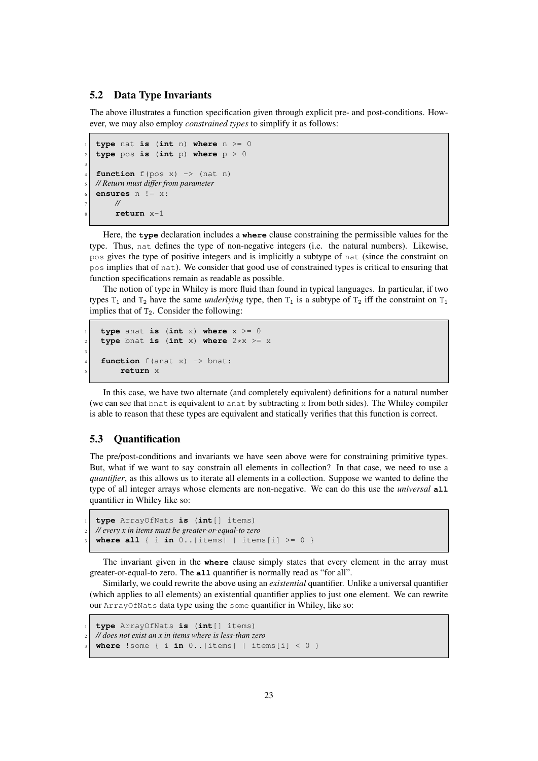### 5.2 Data Type Invariants

The above illustrates a function specification given through explicit pre- and post-conditions. However, we may also employ *constrained types* to simplify it as follows:

```
type nat is (int n) where n >= 0
type pos is (int p) where p > 0

function f(pos x) -> (nat n)
// Return must differ from parameter
ensures n != x:
    //
    return x-1
```

Here, the **type** declaration includes a **where** clause constraining the permissible values for the type. Thus, `nat` defines the type of non-negative integers (i.e. the natural numbers). Likewise, `pos` gives the type of positive integers and is implicitly a subtype of `nat` (since the constraint on `pos` implies that of `nat`). We consider that good use of constrained types is critical to ensuring that function specifications remain as readable as possible.

The notion of type in Whiley is more fluid than found in typical languages. In particular, if two types $T_1$ and $T_2$ have the same *underlying* type, then $T_1$ is a subtype of $T_2$ iff the constraint on $T_1$ implies that of $T_2$. Consider the following:

```
type anat is (int x) where x >= 0
type bnat is (int x) where 2*x >= x

function f(anat x) -> bnat:
    return x
```

In this case, we have two alternate (and completely equivalent) definitions for a natural number (we can see that `bnat` is equivalent to `anat` by subtracting `x` from both sides). The Whiley compiler is able to reason that these types are equivalent and statically verifies that this function is correct.

### 5.3 Quantification

The pre/post-conditions and invariants we have seen above were for constraining primitive types. But, what if we want to say constrain all elements in collection? In that case, we need to use a *quantifier*, as this allows us to iterate all elements in a collection. Suppose we wanted to define the type of all integer arrays whose elements are non-negative. We can do this use the *universal* **all** quantifier in Whiley like so:

```
type ArrayOfNats is (int[] items)
// every x in items must be greater-or-equal-to zero
where all { i in 0..|items| | items[i] >= 0 }
```

The invariant given in the **where** clause simply states that every element in the array must greater-or-equal-to zero. The **all** quantifier is normally read as "for all".

Similarly, we could rewrite the above using an *existential* quantifier. Unlike a universal quantifier (which applies to all elements) an existential quantifier applies to just one element. We can rewrite our `ArrayOfNats` data type using the `some` quantifier in Whiley, like so:

```
type ArrayOfNats is (int[] items)
// does not exist an x in items where is less-than zero
where !some { i in 0..|items| | items[i] < 0 }
```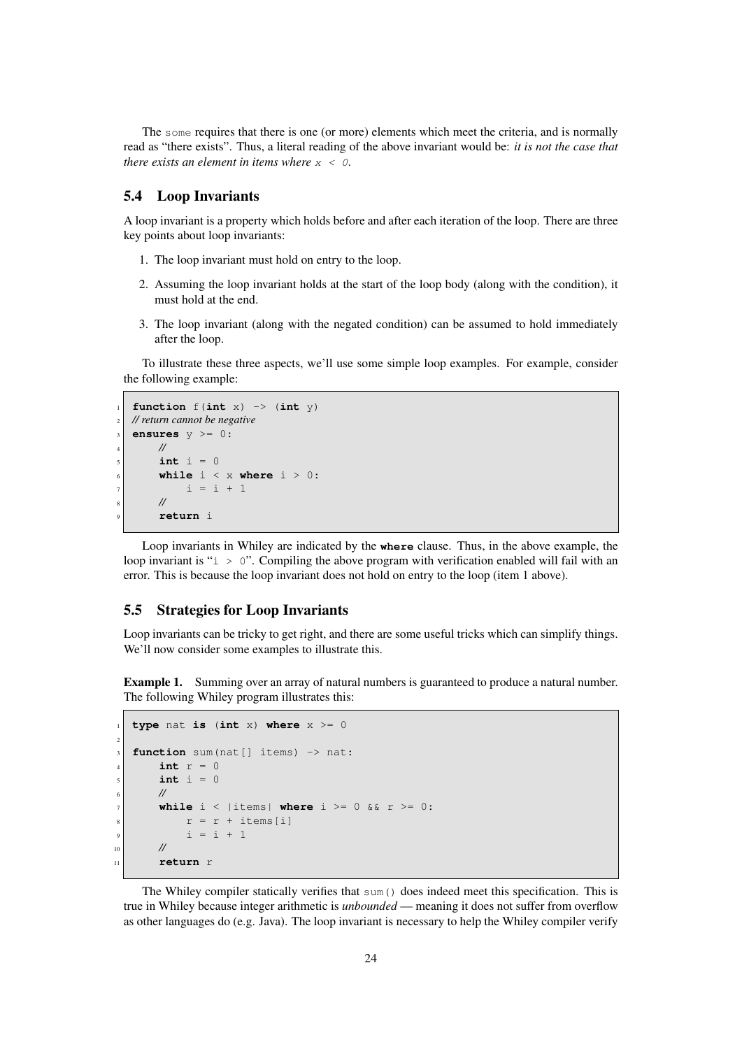The `some` requires that there is one (or more) elements which meet the criteria, and is normally read as "there exists". Thus, a literal reading of the above invariant would be: *it is not the case that there exists an element in items where* `x < 0`.

## 5.4 Loop Invariants

A loop invariant is a property which holds before and after each iteration of the loop. There are three key points about loop invariants:

1. The loop invariant must hold on entry to the loop.
2. Assuming the loop invariant holds at the start of the loop body (along with the condition), it must hold at the end.
3. The loop invariant (along with the negated condition) can be assumed to hold immediately after the loop.

To illustrate these three aspects, we'll use some simple loop examples. For example, consider the following example:

```
function f(int x) -> (int y)
// return cannot be negative
ensures y >= 0:
    //
    int i = 0
    while i < x where i > 0:
        i = i + 1
    //
    return i
```

Loop invariants in Whiley are indicated by the **where** clause. Thus, in the above example, the loop invariant is "`i > 0`". Compiling the above program with verification enabled will fail with an error. This is because the loop invariant does not hold on entry to the loop (item 1 above).

## 5.5 Strategies for Loop Invariants

Loop invariants can be tricky to get right, and there are some useful tricks which can simplify things. We'll now consider some examples to illustrate this.

**Example 1.** Summing over an array of natural numbers is guaranteed to produce a natural number. The following Whiley program illustrates this:

```
type nat is (int x) where x >= 0

function sum(nat[] items) -> nat:
    int r = 0
    int i = 0
    //
    while i < |items| where i >= 0 && r >= 0:
        r = r + items[i]
        i = i + 1
    //
    return r
```

The Whiley compiler statically verifies that `sum()` does indeed meet this specification. This is true in Whiley because integer arithmetic is *unbounded* — meaning it does not suffer from overflow as other languages do (e.g. Java). The loop invariant is necessary to help the Whiley compiler verify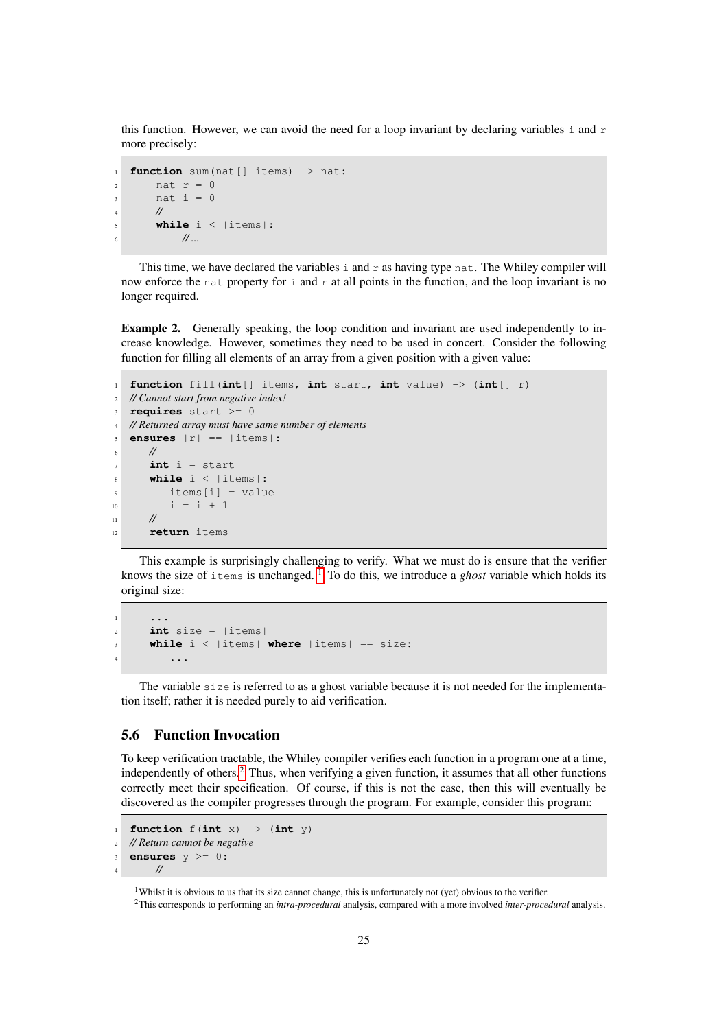this function. However, we can avoid the need for a loop invariant by declaring variables `i` and `r` more precisely:

```
function sum(nat[] items) -> nat:
    nat r = 0
    nat i = 0
    //
    while i < |items|:
        // ...
```

This time, we have declared the variables `i` and `r` as having type `nat`. The Whiley compiler will now enforce the `nat` property for `i` and `r` at all points in the function, and the loop invariant is no longer required.

**Example 2.** Generally speaking, the loop condition and invariant are used independently to increase knowledge. However, sometimes they need to be used in concert. Consider the following function for filling all elements of an array from a given position with a given value:

```
function fill(int[] items, int start, int value) -> (int[] r)
// Cannot start from negative index!
requires start >= 0
// Returned array must have same number of elements
ensures |r| == |items|:
    //
    int i = start
    while i < |items|:
        items[i] = value
        i = i + 1
    //
    return items
```

This example is surprisingly challenging to verify. What we must do is ensure that the verifier knows the size of `items` is unchanged.[1] To do this, we introduce a *ghost* variable which holds its original size:

```
    ...
    int size = |items|
    while i < |items| where |items| == size:
        ...
```

The variable `size` is referred to as a ghost variable because it is not needed for the implementation itself; rather it is needed purely to aid verification.

## 5.6 Function Invocation

To keep verification tractable, the Whiley compiler verifies each function in a program one at a time, independently of others.[2] Thus, when verifying a given function, it assumes that all other functions correctly meet their specification. Of course, if this is not the case, then this will eventually be discovered as the compiler progresses through the program. For example, consider this program:

```
function f(int x) -> (int y)
// Return cannot be negative
ensures y >= 0:
    //
```

[1] Whilst it is obvious to us that its size cannot change, this is unfortunately not (yet) obvious to the verifier.

[2] This corresponds to performing an *intra-procedural* analysis, compared with a more involved *inter-procedural* analysis.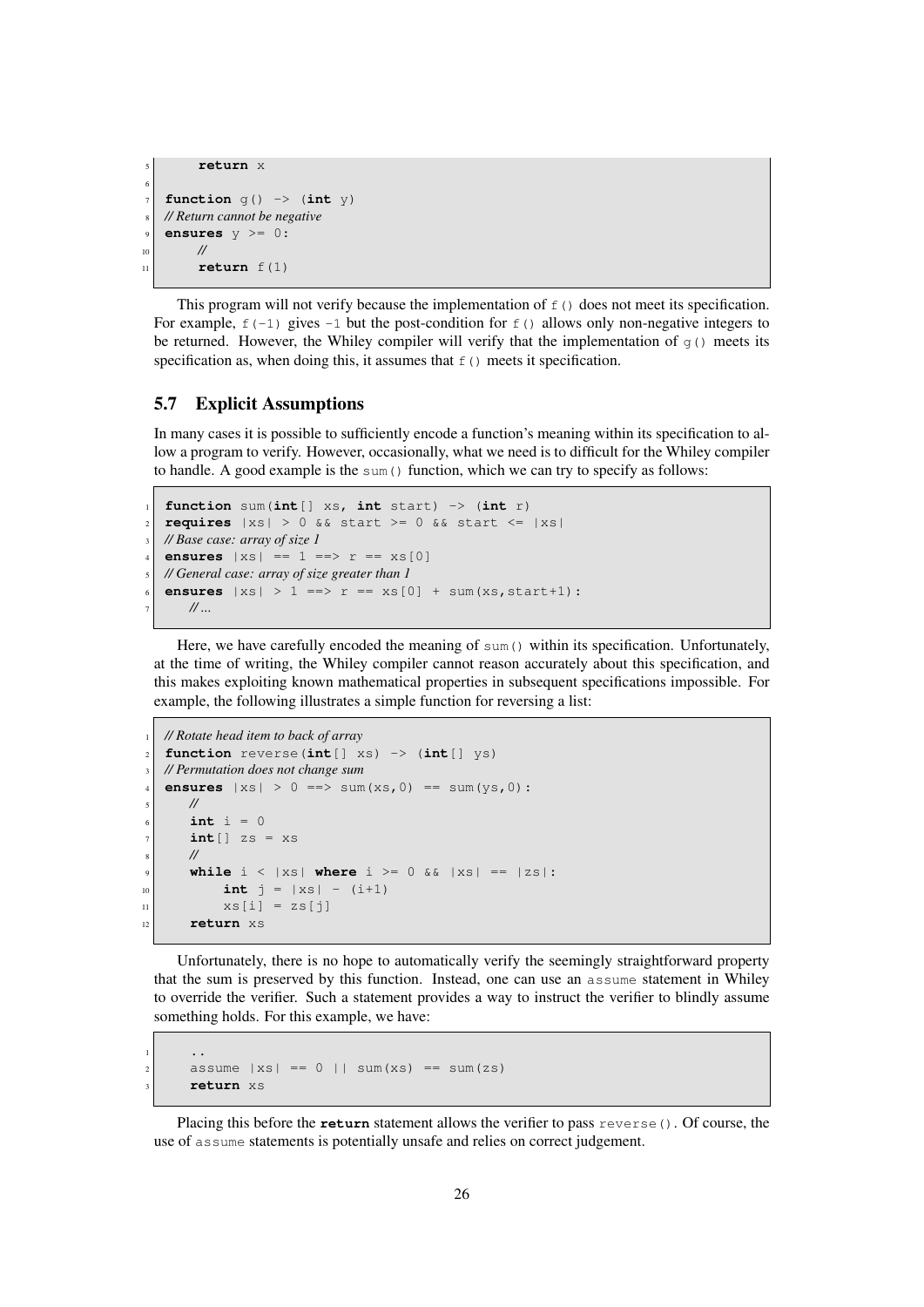```
    return x

function g() -> (int y)
// Return cannot be negative
ensures y >= 0:
    //
    return f(1)
```

This program will not verify because the implementation of `f()` does not meet its specification. For example, `f(-1)` gives `-1` but the post-condition for `f()` allows only non-negative integers to be returned. However, the Whiley compiler will verify that the implementation of `g()` meets its specification as, when doing this, it assumes that `f()` meets it specification.

## 5.7 Explicit Assumptions

In many cases it is possible to sufficiently encode a function's meaning within its specification to allow a program to verify. However, occasionally, what we need is to difficult for the Whiley compiler to handle. A good example is the `sum()` function, which we can try to specify as follows:

```
function sum(int[] xs, int start) -> (int r)
requires |xs| > 0 && start >= 0 && start <= |xs|
// Base case: array of size 1
ensures |xs| == 1 ==> r == xs[0]
// General case: array of size greater than 1
ensures |xs| > 1 ==> r == xs[0] + sum(xs,start+1):
    // ...
```

Here, we have carefully encoded the meaning of `sum()` within its specification. Unfortunately, at the time of writing, the Whiley compiler cannot reason accurately about this specification, and this makes exploiting known mathematical properties in subsequent specifications impossible. For example, the following illustrates a simple function for reversing a list:

```
// Rotate head item to back of array
function reverse(int[] xs) -> (int[] ys)
// Permutation does not change sum
ensures |xs| > 0 ==> sum(xs,0) == sum(ys,0):
    //
    int i = 0
    int[] zs = xs
    //
    while i < |xs| where i >= 0 && |xs| == |zs|:
        int j = |xs| - (i+1)
        xs[i] = zs[j]
    return xs
```

Unfortunately, there is no hope to automatically verify the seemingly straightforward property that the sum is preserved by this function. Instead, one can use an `assume` statement in Whiley to override the verifier. Such a statement provides a way to instruct the verifier to blindly assume something holds. For this example, we have:

```
    ..
    assume |xs| == 0 || sum(xs) == sum(zs)
    return xs
```

Placing this before the **`return`** statement allows the verifier to pass `reverse()`. Of course, the use of `assume` statements is potentially unsafe and relies on correct judgement.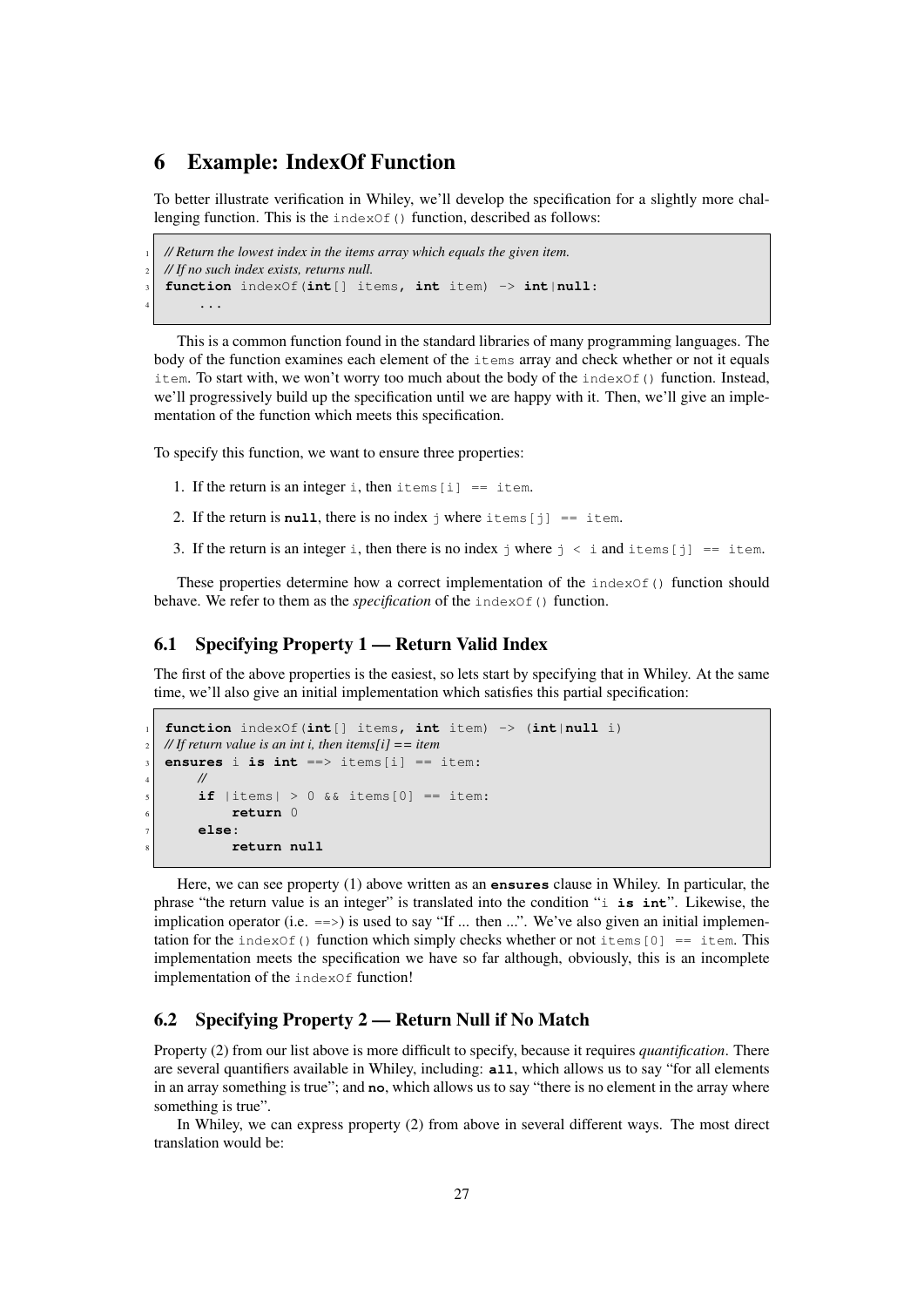## 6 Example: IndexOf Function

To better illustrate verification in Whiley, we'll develop the specification for a slightly more challenging function. This is the `indexOf()` function, described as follows:

```
// Return the lowest index in the items array which equals the given item.
// If no such index exists, returns null.
function indexOf(int[] items, int item) -> int|null:
    ...
```

This is a common function found in the standard libraries of many programming languages. The body of the function examines each element of the `items` array and check whether or not it equals `item`. To start with, we won't worry too much about the body of the `indexOf()` function. Instead, we'll progressively build up the specification until we are happy with it. Then, we'll give an implementation of the function which meets this specification.

To specify this function, we want to ensure three properties:

1. If the return is an integer `i`, then `items[i] == item`.
2. If the return is **`null`**, there is no index `j` where `items[j] == item`.
3. If the return is an integer `i`, then there is no index `j` where `j < i` and `items[j] == item`.

These properties determine how a correct implementation of the `indexOf()` function should behave. We refer to them as the *specification* of the `indexOf()` function.

### 6.1 Specifying Property 1 — Return Valid Index

The first of the above properties is the easiest, so lets start by specifying that in Whiley. At the same time, we'll also give an initial implementation which satisfies this partial specification:

```
function indexOf(int[] items, int item) -> (int|null i)
// If return value is an int i, then items[i] == item
ensures i is int ==> items[i] == item:
    //
    if |items| > 0 && items[0] == item:
        return 0
    else:
        return null
```

Here, we can see property (1) above written as an **`ensures`** clause in Whiley. In particular, the phrase "the return value is an integer" is translated into the condition "`i is int`". Likewise, the implication operator (i.e. `==>`) is used to say "If ... then ...". We've also given an initial implementation for the `indexOf()` function which simply checks whether or not `items[0] == item`. This implementation meets the specification we have so far although, obviously, this is an incomplete implementation of the `indexOf` function!

### 6.2 Specifying Property 2 — Return Null if No Match

Property (2) from our list above is more difficult to specify, because it requires *quantification*. There are several quantifiers available in Whiley, including: **`all`**, which allows us to say "for all elements in an array something is true"; and **`no`**, which allows us to say "there is no element in the array where something is true".

In Whiley, we can express property (2) from above in several different ways. The most direct translation would be: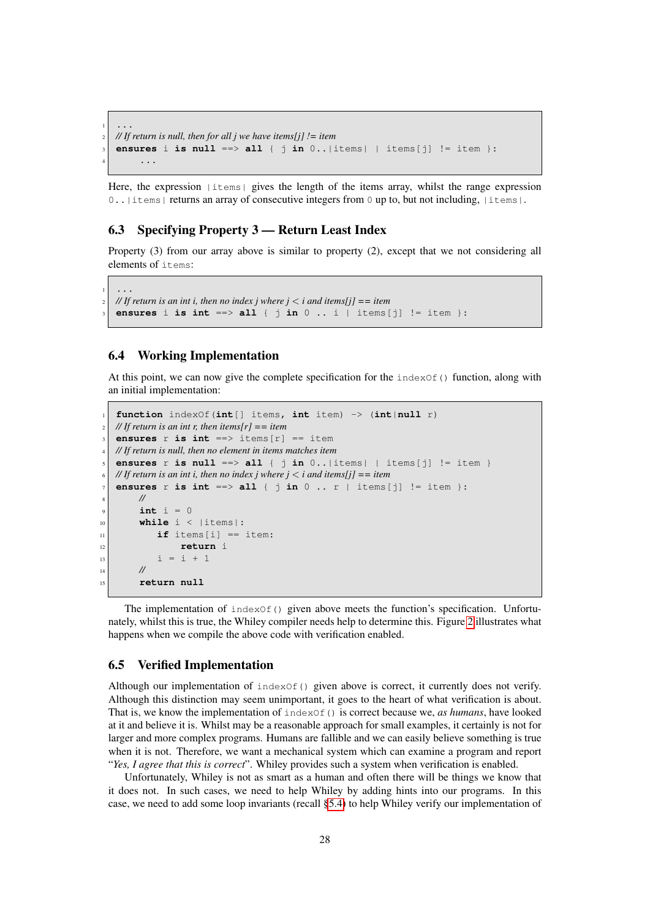```
...
// If return is null, then for all j we have items[j] != item
ensures i is null ==> all { j in 0..|items| | items[j] != item }:
    ...
```

Here, the expression `|items|` gives the length of the items array, whilst the range expression `0..|items|` returns an array of consecutive integers from `0` up to, but not including, `|items|`.

### 6.3 Specifying Property 3 — Return Least Index

Property (3) from our array above is similar to property (2), except that we not considering all elements of `items`:

```
...
// If return is an int i, then no index j where j < i and items[j] == item
ensures i is int ==> all { j in 0 .. i | items[j] != item }:
```

### 6.4 Working Implementation

At this point, we can now give the complete specification for the `indexOf()` function, along with an initial implementation:

```
function indexOf(int[] items, int item) -> (int|null r)
// If return is an int r, then items[r] == item
ensures r is int ==> items[r] == item
// If return is null, then no element in items matches item
ensures r is null ==> all { j in 0..|items| | items[j] != item }
// If return is an int i, then no index j where j < i and items[j] == item
ensures r is int ==> all { j in 0 .. r | items[j] != item }:
    //
    int i = 0
    while i < |items|:
        if items[i] == item:
            return i
        i = i + 1
    //
    return null
```

The implementation of `indexOf()` given above meets the function's specification. Unfortunately, whilst this is true, the Whiley compiler needs help to determine this. Figure 2 illustrates what happens when we compile the above code with verification enabled.

### 6.5 Verified Implementation

Although our implementation of `indexOf()` given above is correct, it currently does not verify. Although this distinction may seem unimportant, it goes to the heart of what verification is about. That is, we know the implementation of `indexOf()` is correct because we, *as humans*, have looked at it and believe it is. Whilst may be a reasonable approach for small examples, it certainly is not for larger and more complex programs. Humans are fallible and we can easily believe something is true when it is not. Therefore, we want a mechanical system which can examine a program and report "*Yes, I agree that this is correct*". Whiley provides such a system when verification is enabled.

Unfortunately, Whiley is not as smart as a human and often there will be things we know that it does not. In such cases, we need to help Whiley by adding hints into our programs. In this case, we need to add some loop invariants (recall §5.4) to help Whiley verify our implementation of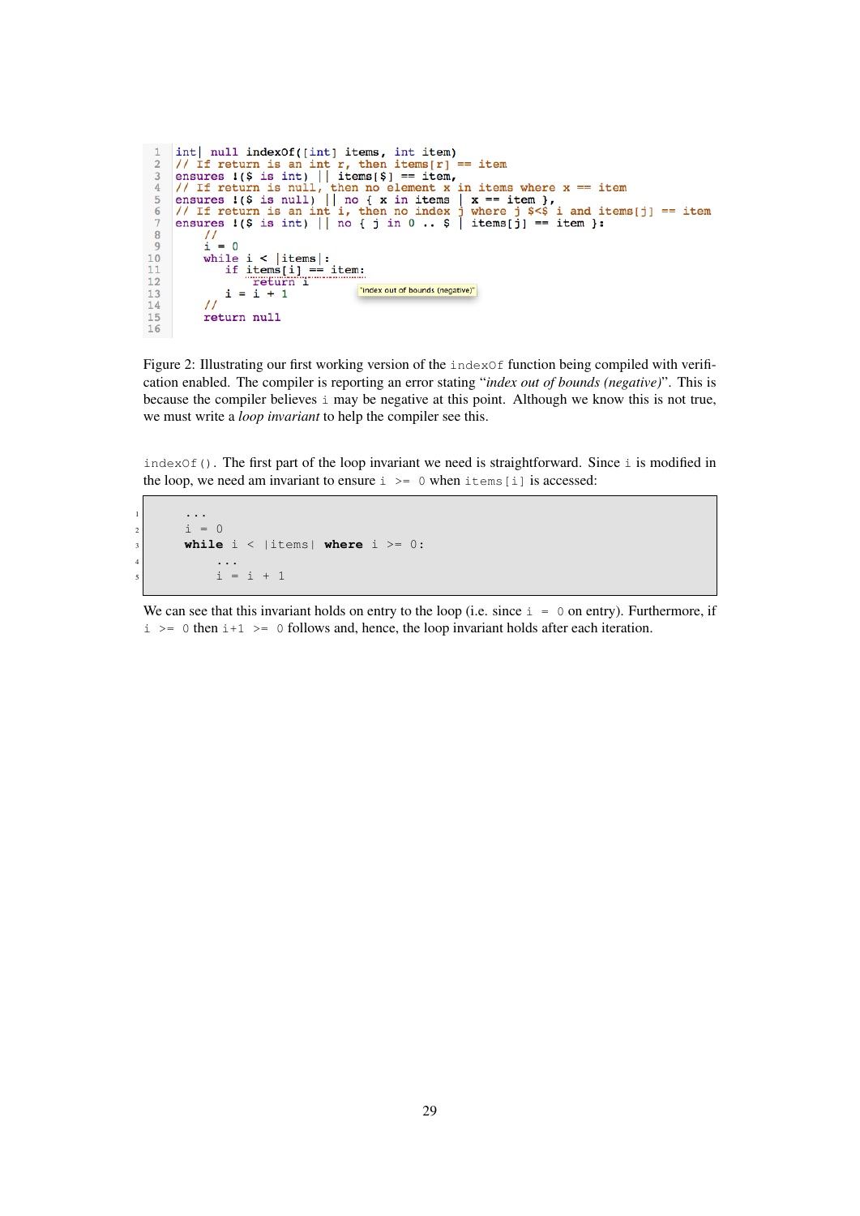```
1  int| null indexOf([int] items, int item)
2  // If return is an int r, then items[r] == item
3  ensures !($ is int) || items[$] == item,
4  // If return is null, then no element x in items where x == item
5  ensures !($ is null) || no { x in items | x == item },
6  // If return is an int i, then no index j where j $<$ i and items[j] == item
7  ensures !($ is int) || no { j in 0 .. $ | items[j] == item }:
8      //
9      i = 0
10     while i < |items|:
11         if items[i] == item:
12             return i
13         i = i + 1             "index out of bounds (negative)"
14     //
15     return null
16
```

Figure 2: Illustrating our first working version of the `indexOf` function being compiled with verification enabled. The compiler is reporting an error stating "*index out of bounds (negative)*". This is because the compiler believes `i` may be negative at this point. Although we know this is not true, we must write a *loop invariant* to help the compiler see this.

`indexOf()`. The first part of the loop invariant we need is straightforward. Since `i` is modified in the loop, we need am invariant to ensure `i >= 0` when `items[i]` is accessed:

```
1      ...
2      i = 0
3      while i < |items| where i >= 0:
4          ...
5          i = i + 1
```

We can see that this invariant holds on entry to the loop (i.e. since `i = 0` on entry). Furthermore, if `i >= 0` then `i+1 >= 0` follows and, hence, the loop invariant holds after each iteration.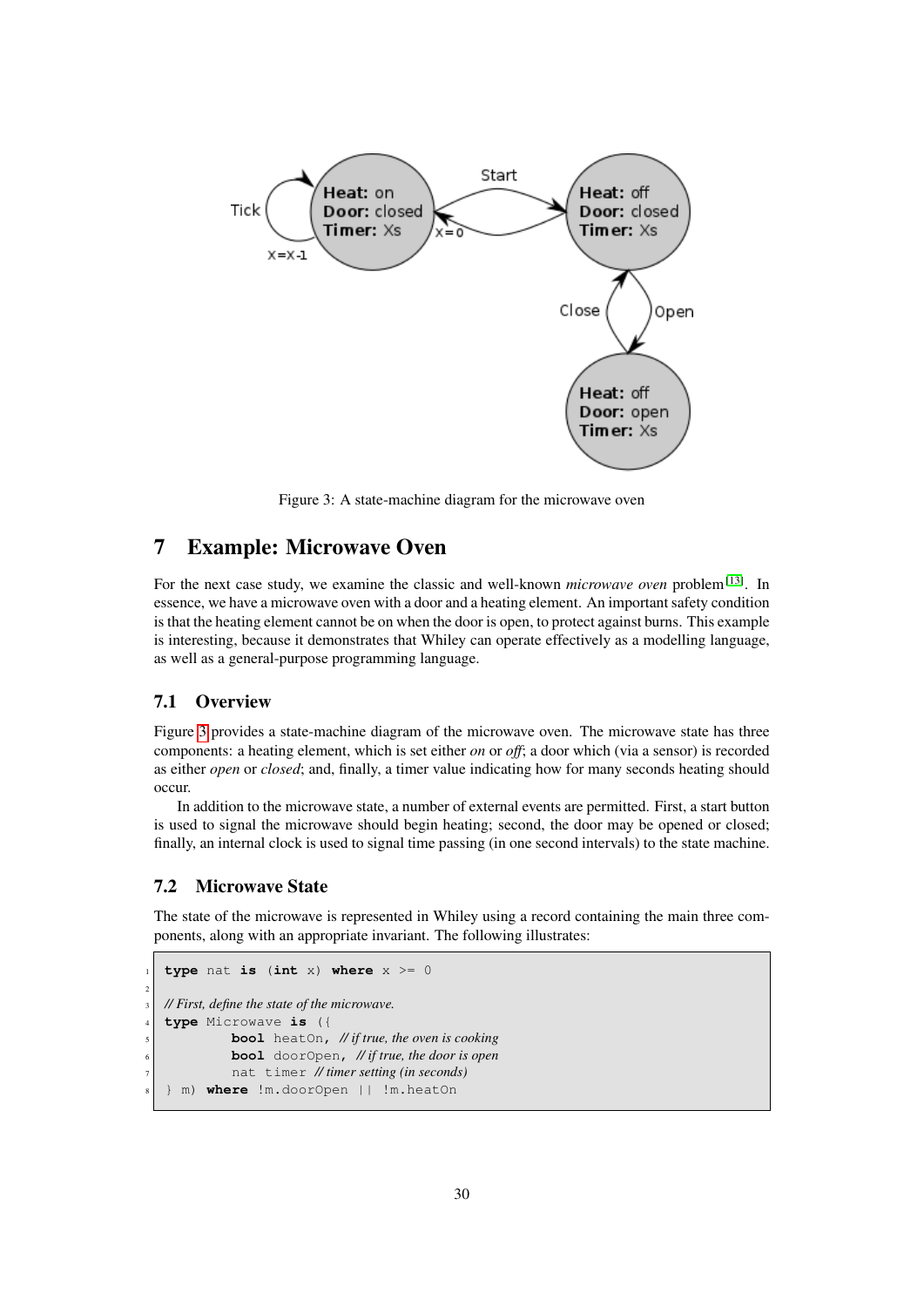Figure 3: A state-machine diagram for the microwave oven

## 7 Example: Microwave Oven

For the next case study, we examine the classic and well-known *microwave oven* problem [13]. In essence, we have a microwave oven with a door and a heating element. An important safety condition is that the heating element cannot be on when the door is open, to protect against burns. This example is interesting, because it demonstrates that Whiley can operate effectively as a modelling language, as well as a general-purpose programming language.

### 7.1 Overview

Figure 3 provides a state-machine diagram of the microwave oven. The microwave state has three components: a heating element, which is set either *on* or *off*; a door which (via a sensor) is recorded as either *open* or *closed*; and, finally, a timer value indicating how for many seconds heating should occur.

In addition to the microwave state, a number of external events are permitted. First, a start button is used to signal the microwave should begin heating; second, the door may be opened or closed; finally, an internal clock is used to signal time passing (in one second intervals) to the state machine.

### 7.2 Microwave State

The state of the microwave is represented in Whiley using a record containing the main three components, along with an appropriate invariant. The following illustrates:

```
type nat is (int x) where x >= 0

// First, define the state of the microwave.
type Microwave is ({
        bool heatOn, // if true, the oven is cooking
        bool doorOpen, // if true, the door is open
        nat timer // timer setting (in seconds)
} m) where !m.doorOpen || !m.heatOn
```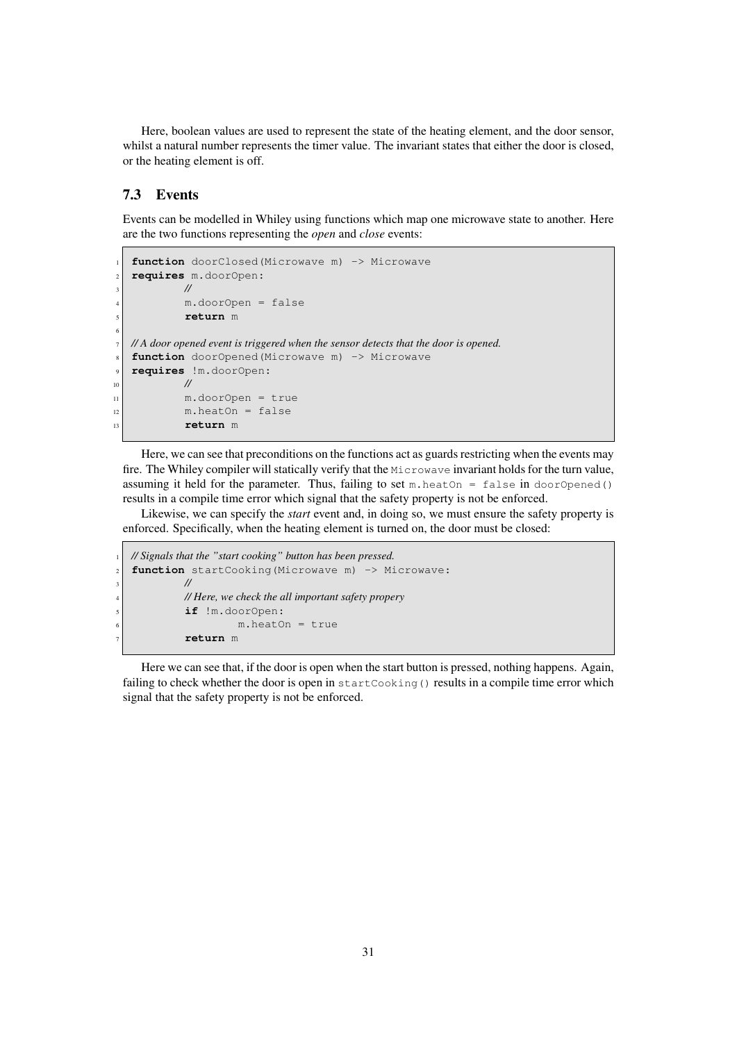Here, boolean values are used to represent the state of the heating element, and the door sensor, whilst a natural number represents the timer value. The invariant states that either the door is closed, or the heating element is off.

### 7.3 Events

Events can be modelled in Whiley using functions which map one microwave state to another. Here are the two functions representing the *open* and *close* events:

```
function doorClosed(Microwave m) -> Microwave
requires m.doorOpen:
        //
        m.doorOpen = false
        return m

// A door opened event is triggered when the sensor detects that the door is opened.
function doorOpened(Microwave m) -> Microwave
requires !m.doorOpen:
        //
        m.doorOpen = true
        m.heatOn = false
        return m
```

Here, we can see that preconditions on the functions act as guards restricting when the events may fire. The Whiley compiler will statically verify that the `Microwave` invariant holds for the turn value, assuming it held for the parameter. Thus, failing to set `m.heatOn = false` in `doorOpened()` results in a compile time error which signal that the safety property is not be enforced.

Likewise, we can specify the *start* event and, in doing so, we must ensure the safety property is enforced. Specifically, when the heating element is turned on, the door must be closed:

```
// Signals that the "start cooking" button has been pressed.
function startCooking(Microwave m) -> Microwave:
        //
        // Here, we check the all important safety propery
        if !m.doorOpen:
                m.heatOn = true
        return m
```

Here we can see that, if the door is open when the start button is pressed, nothing happens. Again, failing to check whether the door is open in `startCooking()` results in a compile time error which signal that the safety property is not be enforced.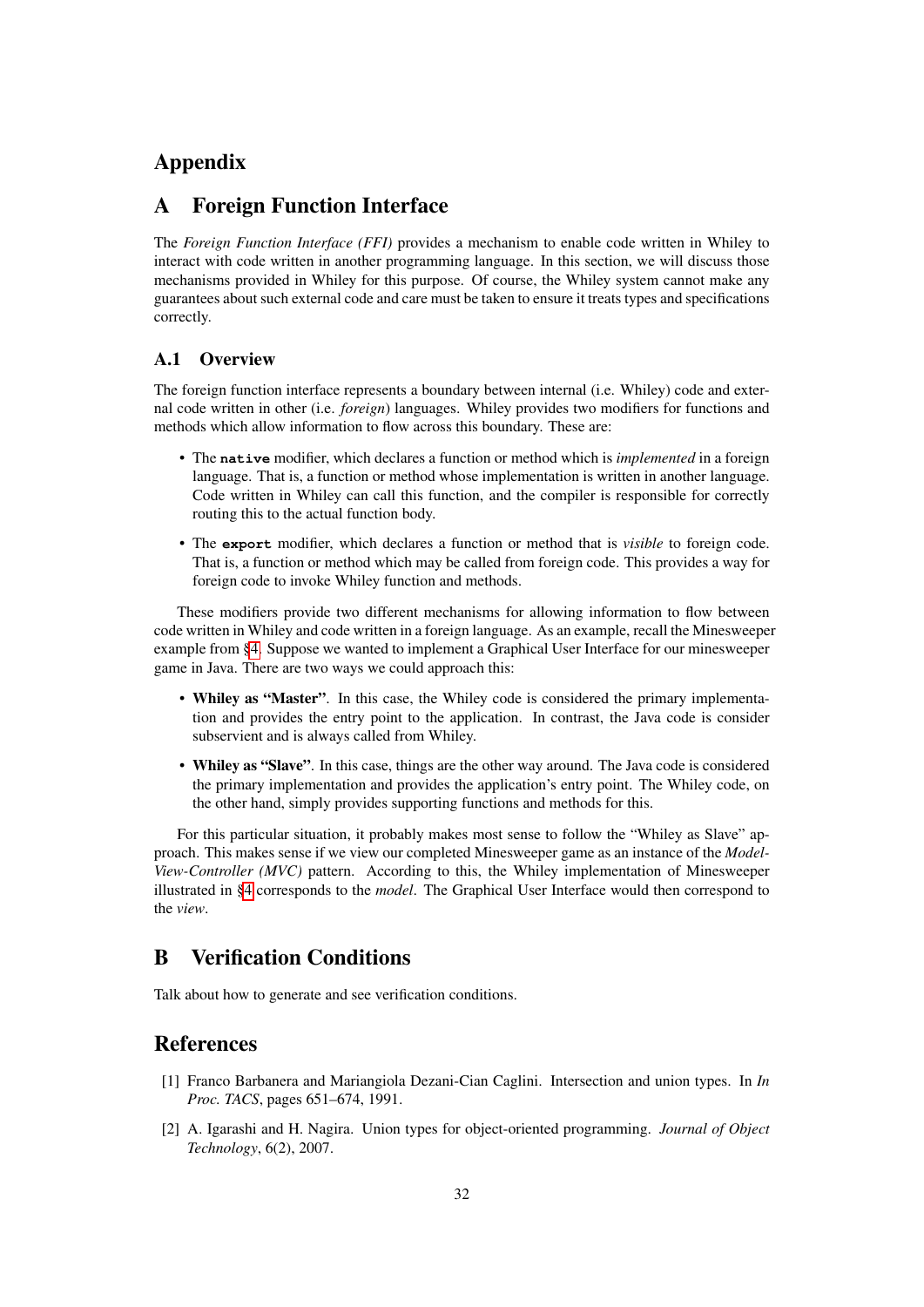# Appendix

## A Foreign Function Interface

The *Foreign Function Interface (FFI)* provides a mechanism to enable code written in Whiley to interact with code written in another programming language. In this section, we will discuss those mechanisms provided in Whiley for this purpose. Of course, the Whiley system cannot make any guarantees about such external code and care must be taken to ensure it treats types and specifications correctly.

### A.1 Overview

The foreign function interface represents a boundary between internal (i.e. Whiley) code and external code written in other (i.e. *foreign*) languages. Whiley provides two modifiers for functions and methods which allow information to flow across this boundary. These are:

- The **`native`** modifier, which declares a function or method which is *implemented* in a foreign language. That is, a function or method whose implementation is written in another language. Code written in Whiley can call this function, and the compiler is responsible for correctly routing this to the actual function body.
- The **`export`** modifier, which declares a function or method that is *visible* to foreign code. That is, a function or method which may be called from foreign code. This provides a way for foreign code to invoke Whiley function and methods.

These modifiers provide two different mechanisms for allowing information to flow between code written in Whiley and code written in a foreign language. As an example, recall the Minesweeper example from §4. Suppose we wanted to implement a Graphical User Interface for our minesweeper game in Java. There are two ways we could approach this:

- **Whiley as "Master"**. In this case, the Whiley code is considered the primary implementation and provides the entry point to the application. In contrast, the Java code is consider subservient and is always called from Whiley.
- **Whiley as "Slave"**. In this case, things are the other way around. The Java code is considered the primary implementation and provides the application's entry point. The Whiley code, on the other hand, simply provides supporting functions and methods for this.

For this particular situation, it probably makes most sense to follow the "Whiley as Slave" approach. This makes sense if we view our completed Minesweeper game as an instance of the *Model-View-Controller (MVC)* pattern. According to this, the Whiley implementation of Minesweeper illustrated in §4 corresponds to the *model*. The Graphical User Interface would then correspond to the *view*.

## B Verification Conditions

Talk about how to generate and see verification conditions.

## References

[1] Franco Barbanera and Mariangiola Dezani-Cian Caglini. Intersection and union types. In *In Proc. TACS*, pages 651–674, 1991.

[2] A. Igarashi and H. Nagira. Union types for object-oriented programming. *Journal of Object Technology*, 6(2), 2007.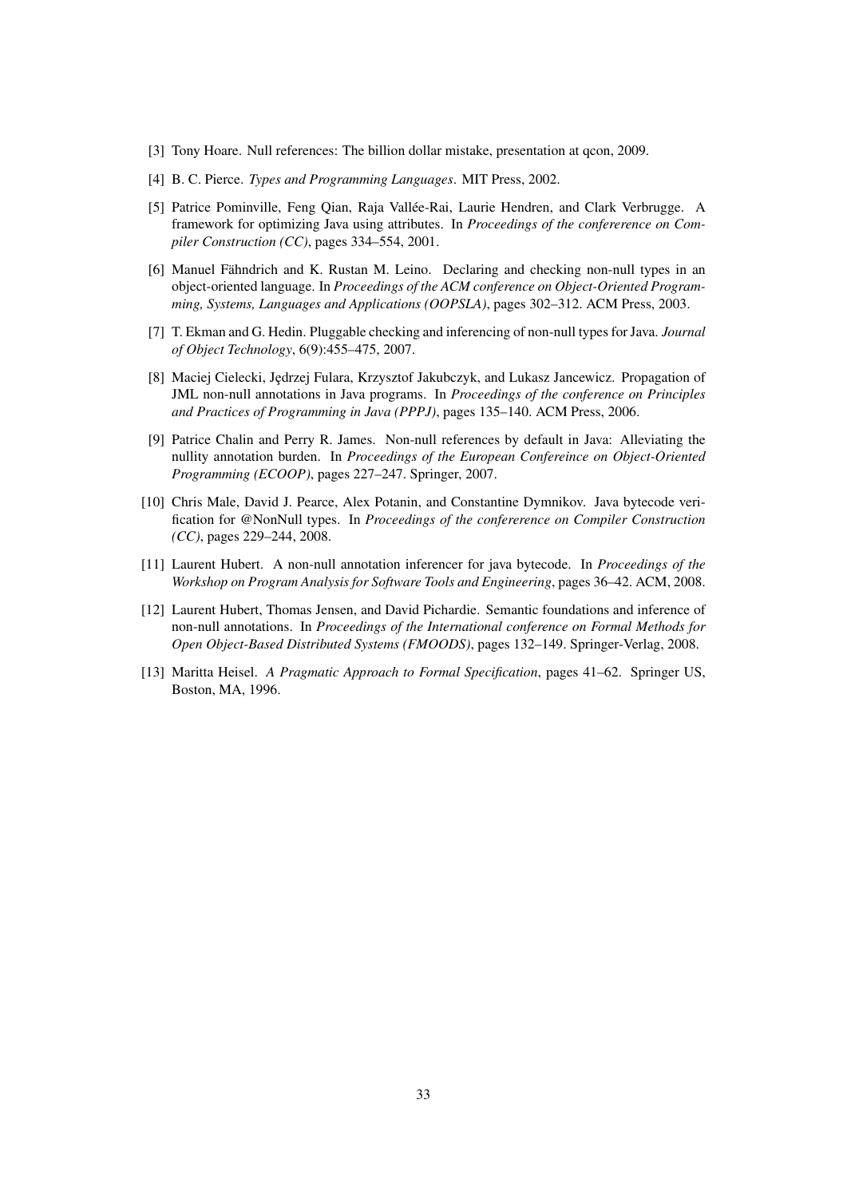[3] Tony Hoare. Null references: The billion dollar mistake, presentation at qcon, 2009.

[4] B. C. Pierce. *Types and Programming Languages*. MIT Press, 2002.

[5] Patrice Pominville, Feng Qian, Raja Vallée-Rai, Laurie Hendren, and Clark Verbrugge. A framework for optimizing Java using attributes. In *Proceedings of the confererence on Compiler Construction (CC)*, pages 334–554, 2001.

[6] Manuel Fähndrich and K. Rustan M. Leino. Declaring and checking non-null types in an object-oriented language. In *Proceedings of the ACM conference on Object-Oriented Programming, Systems, Languages and Applications (OOPSLA)*, pages 302–312. ACM Press, 2003.

[7] T. Ekman and G. Hedin. Pluggable checking and inferencing of non-null types for Java. *Journal of Object Technology*, 6(9):455–475, 2007.

[8] Maciej Cielecki, Jędrzej Fulara, Krzysztof Jakubczyk, and Lukasz Jancewicz. Propagation of JML non-null annotations in Java programs. In *Proceedings of the conference on Principles and Practices of Programming in Java (PPPJ)*, pages 135–140. ACM Press, 2006.

[9] Patrice Chalin and Perry R. James. Non-null references by default in Java: Alleviating the nullity annotation burden. In *Proceedings of the European Confereince on Object-Oriented Programming (ECOOP)*, pages 227–247. Springer, 2007.

[10] Chris Male, David J. Pearce, Alex Potanin, and Constantine Dymnikov. Java bytecode verification for @NonNull types. In *Proceedings of the confererence on Compiler Construction (CC)*, pages 229–244, 2008.

[11] Laurent Hubert. A non-null annotation inferencer for java bytecode. In *Proceedings of the Workshop on Program Analysis for Software Tools and Engineering*, pages 36–42. ACM, 2008.

[12] Laurent Hubert, Thomas Jensen, and David Pichardie. Semantic foundations and inference of non-null annotations. In *Proceedings of the International conference on Formal Methods for Open Object-Based Distributed Systems (FMOODS)*, pages 132–149. Springer-Verlag, 2008.

[13] Maritta Heisel. *A Pragmatic Approach to Formal Specification*, pages 41–62. Springer US, Boston, MA, 1996.